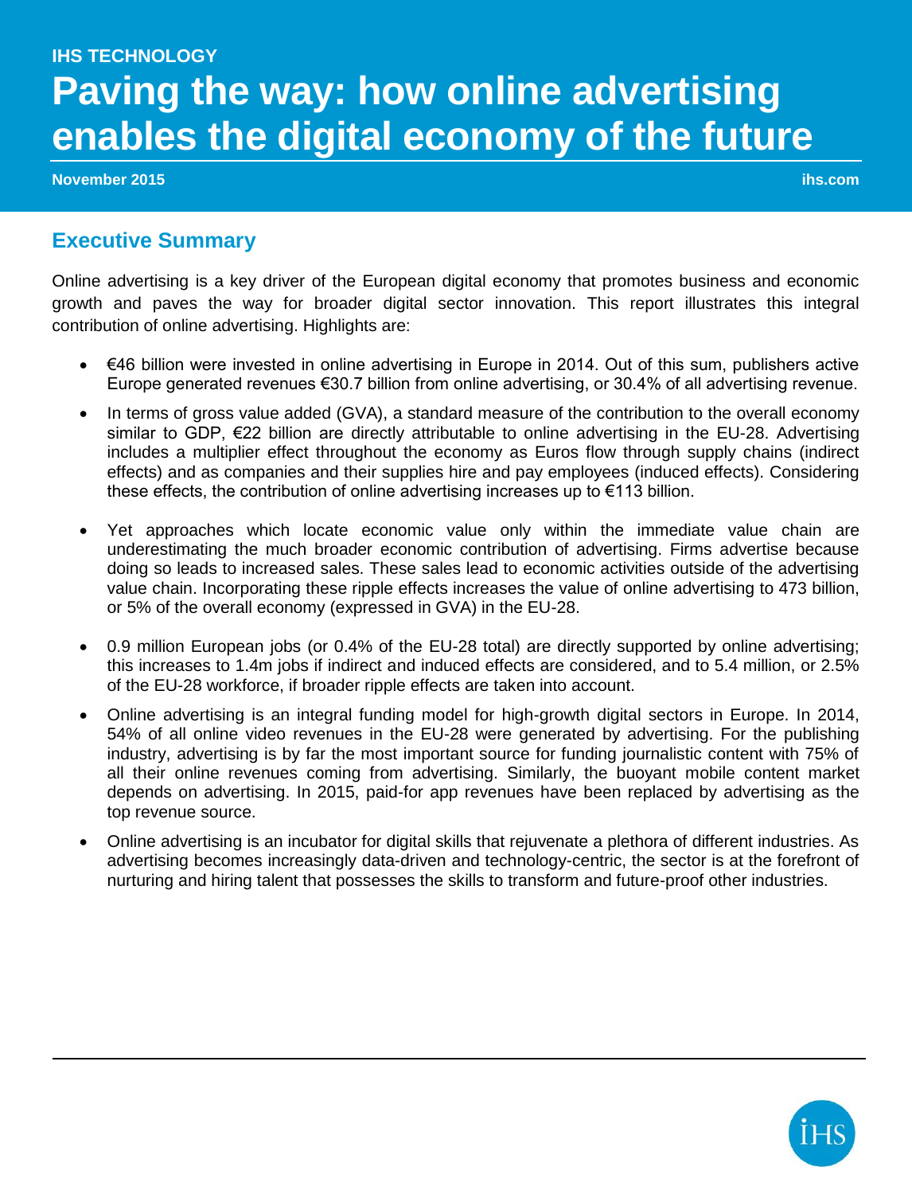IHS TECHNOLOGY

# Paving the way: how online advertising enables the digital economy of the future

**November 2015** **ihs.com**

## Executive Summary

Online advertising is a key driver of the European digital economy that promotes business and economic growth and paves the way for broader digital sector innovation. This report illustrates this integral contribution of online advertising. Highlights are:

- €46 billion were invested in online advertising in Europe in 2014. Out of this sum, publishers active Europe generated revenues €30.7 billion from online advertising, or 30.4% of all advertising revenue.
- In terms of gross value added (GVA), a standard measure of the contribution to the overall economy similar to GDP, €22 billion are directly attributable to online advertising in the EU-28. Advertising includes a multiplier effect throughout the economy as Euros flow through supply chains (indirect effects) and as companies and their supplies hire and pay employees (induced effects). Considering these effects, the contribution of online advertising increases up to €113 billion.
- Yet approaches which locate economic value only within the immediate value chain are underestimating the much broader economic contribution of advertising. Firms advertise because doing so leads to increased sales. These sales lead to economic activities outside of the advertising value chain. Incorporating these ripple effects increases the value of online advertising to 473 billion, or 5% of the overall economy (expressed in GVA) in the EU-28.
- 0.9 million European jobs (or 0.4% of the EU-28 total) are directly supported by online advertising; this increases to 1.4m jobs if indirect and induced effects are considered, and to 5.4 million, or 2.5% of the EU-28 workforce, if broader ripple effects are taken into account.
- Online advertising is an integral funding model for high-growth digital sectors in Europe. In 2014, 54% of all online video revenues in the EU-28 were generated by advertising. For the publishing industry, advertising is by far the most important source for funding journalistic content with 75% of all their online revenues coming from advertising. Similarly, the buoyant mobile content market depends on advertising. In 2015, paid-for app revenues have been replaced by advertising as the top revenue source.
- Online advertising is an incubator for digital skills that rejuvenate a plethora of different industries. As advertising becomes increasingly data-driven and technology-centric, the sector is at the forefront of nurturing and hiring talent that possesses the skills to transform and future-proof other industries.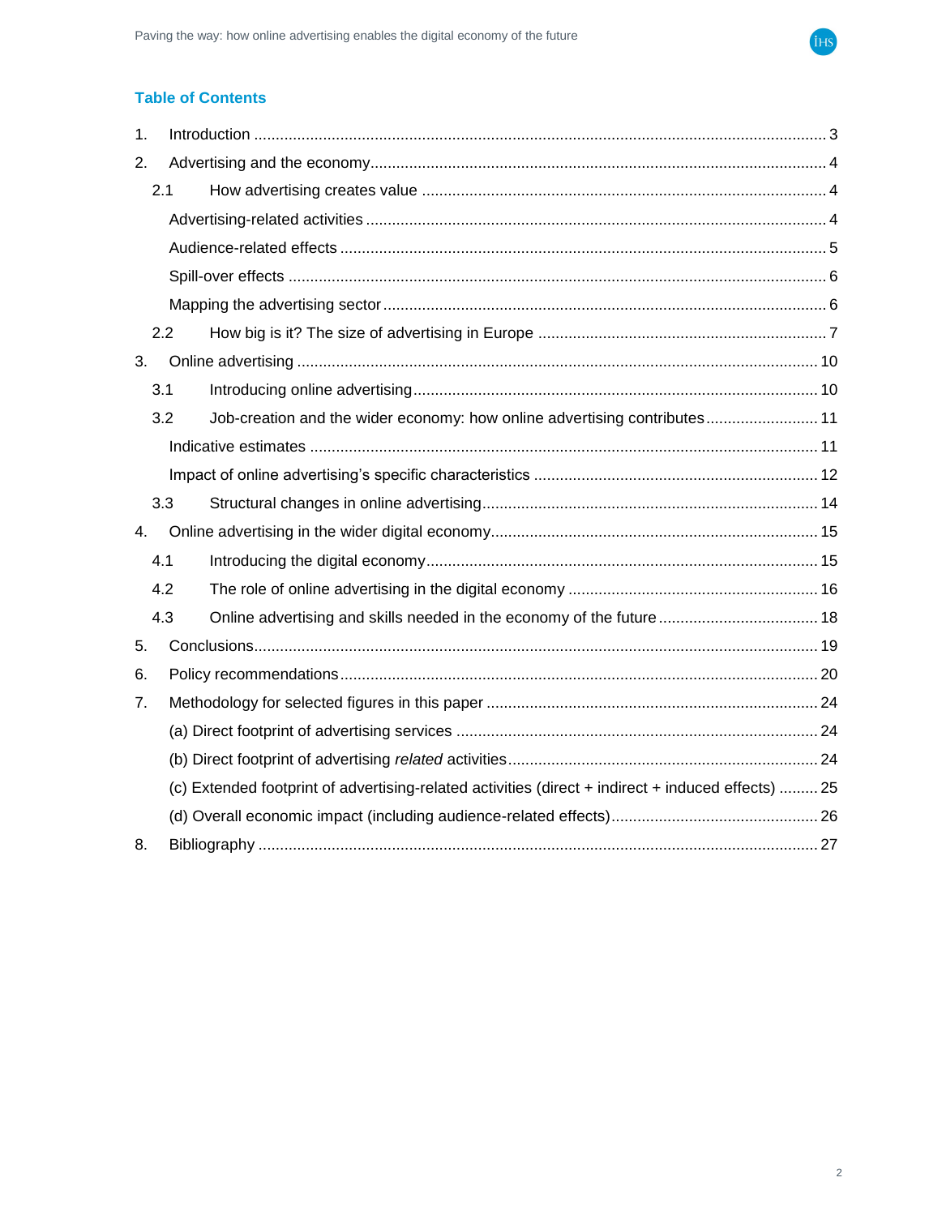## Table of Contents

1. Introduction ..................................................................................................................... 3
2. Advertising and the economy......................................................................................... 4
   - 2.1 How advertising creates value ............................................................................... 4
     - Advertising-related activities ........................................................................................... 4
     - Audience-related effects ................................................................................................. 5
     - Spill-over effects ............................................................................................................ 6
     - Mapping the advertising sector ....................................................................................... 6
   - 2.2 How big is it? The size of advertising in Europe ..................................................... 7
3. Online advertising ........................................................................................................ 10
   - 3.1 Introducing online advertising ............................................................................... 10
   - 3.2 Job-creation and the wider economy: how online advertising contributes ........................... 11
     - Indicative estimates ...................................................................................................... 11
     - Impact of online advertising's specific characteristics .................................................. 12
   - 3.3 Structural changes in online advertising ............................................................... 14
4. Online advertising in the wider digital economy............................................................ 15
   - 4.1 Introducing the digital economy ............................................................................ 15
   - 4.2 The role of online advertising in the digital economy ........................................... 16
   - 4.3 Online advertising and skills needed in the economy of the future ...................................... 18
5. Conclusions.................................................................................................................. 19
6. Policy recommendations .............................................................................................. 20
7. Methodology for selected figures in this paper ............................................................. 24
   - (a) Direct footprint of advertising services ..................................................................... 24
   - (b) Direct footprint of advertising *related* activities ........................................................ 24
   - (c) Extended footprint of advertising-related activities (direct + indirect + induced effects) ......... 25
   - (d) Overall economic impact (including audience-related effects)................................................ 26
8. Bibliography ................................................................................................................. 27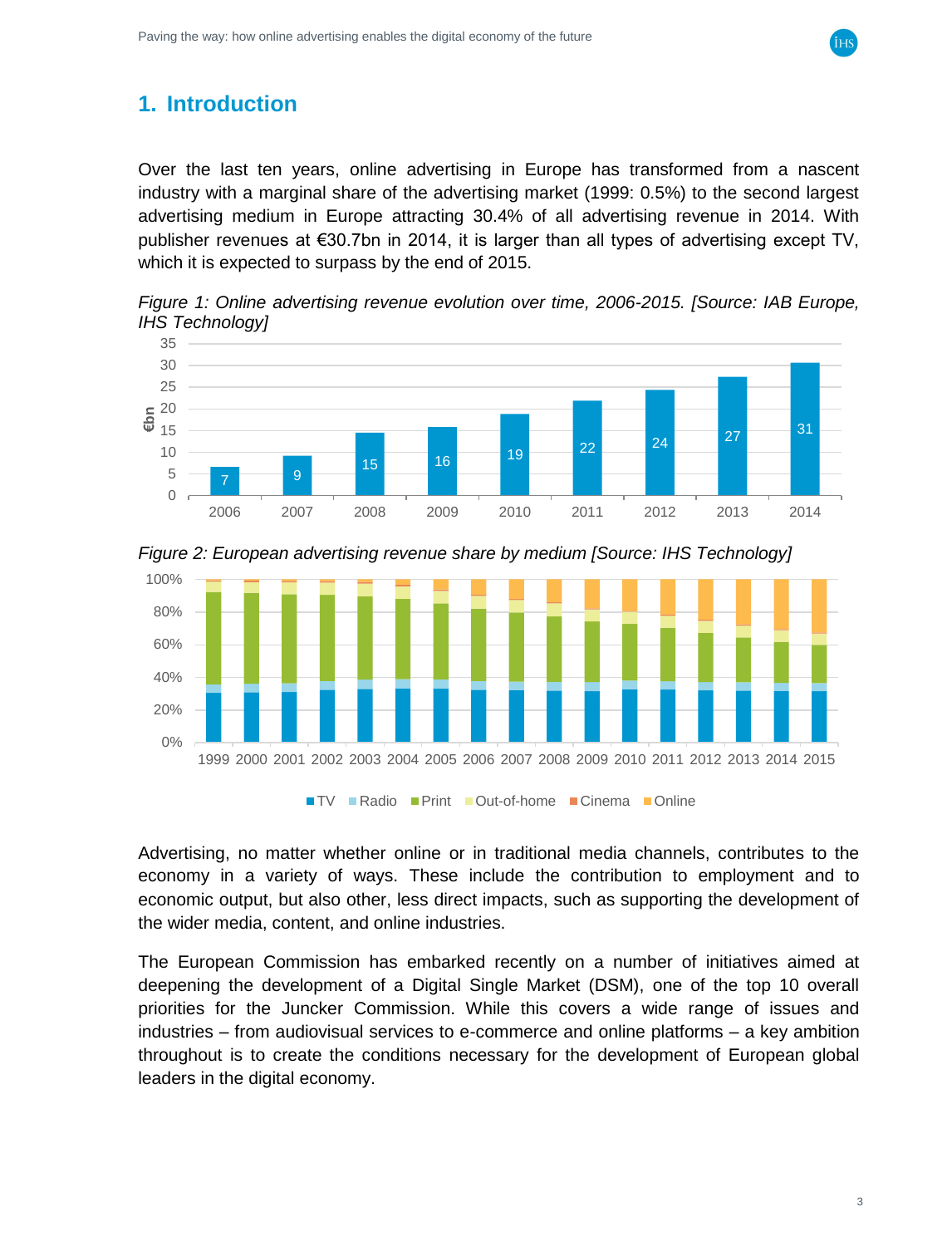# 1. Introduction

Over the last ten years, online advertising in Europe has transformed from a nascent industry with a marginal share of the advertising market (1999: 0.5%) to the second largest advertising medium in Europe attracting 30.4% of all advertising revenue in 2014. With publisher revenues at €30.7bn in 2014, it is larger than all types of advertising except TV, which it is expected to surpass by the end of 2015.

*Figure 1: Online advertising revenue evolution over time, 2006-2015. [Source: IAB Europe, IHS Technology]*

*Figure 2: European advertising revenue share by medium [Source: IHS Technology]*

Advertising, no matter whether online or in traditional media channels, contributes to the economy in a variety of ways. These include the contribution to employment and to economic output, but also other, less direct impacts, such as supporting the development of the wider media, content, and online industries.

The European Commission has embarked recently on a number of initiatives aimed at deepening the development of a Digital Single Market (DSM), one of the top 10 overall priorities for the Juncker Commission. While this covers a wide range of issues and industries – from audiovisual services to e-commerce and online platforms – a key ambition throughout is to create the conditions necessary for the development of European global leaders in the digital economy.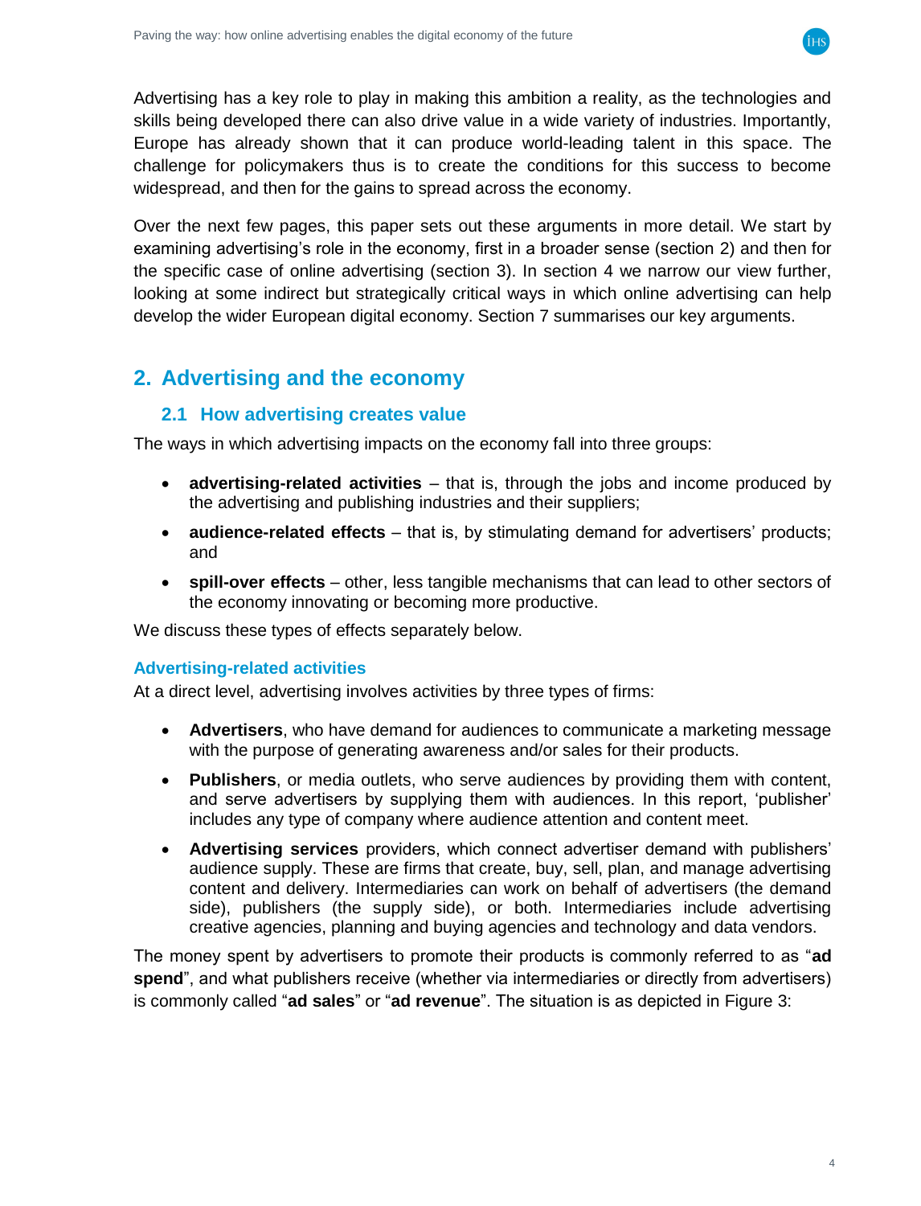Advertising has a key role to play in making this ambition a reality, as the technologies and skills being developed there can also drive value in a wide variety of industries. Importantly, Europe has already shown that it can produce world-leading talent in this space. The challenge for policymakers thus is to create the conditions for this success to become widespread, and then for the gains to spread across the economy.

Over the next few pages, this paper sets out these arguments in more detail. We start by examining advertising's role in the economy, first in a broader sense (section 2) and then for the specific case of online advertising (section 3). In section 4 we narrow our view further, looking at some indirect but strategically critical ways in which online advertising can help develop the wider European digital economy. Section 7 summarises our key arguments.

## 2. Advertising and the economy

### 2.1 How advertising creates value

The ways in which advertising impacts on the economy fall into three groups:

- **advertising-related activities** – that is, through the jobs and income produced by the advertising and publishing industries and their suppliers;
- **audience-related effects** – that is, by stimulating demand for advertisers' products; and
- **spill-over effects** – other, less tangible mechanisms that can lead to other sectors of the economy innovating or becoming more productive.

We discuss these types of effects separately below.

#### Advertising-related activities

At a direct level, advertising involves activities by three types of firms:

- **Advertisers**, who have demand for audiences to communicate a marketing message with the purpose of generating awareness and/or sales for their products.
- **Publishers**, or media outlets, who serve audiences by providing them with content, and serve advertisers by supplying them with audiences. In this report, 'publisher' includes any type of company where audience attention and content meet.
- **Advertising services** providers, which connect advertiser demand with publishers' audience supply. These are firms that create, buy, sell, plan, and manage advertising content and delivery. Intermediaries can work on behalf of advertisers (the demand side), publishers (the supply side), or both. Intermediaries include advertising creative agencies, planning and buying agencies and technology and data vendors.

The money spent by advertisers to promote their products is commonly referred to as "**ad spend**", and what publishers receive (whether via intermediaries or directly from advertisers) is commonly called "**ad sales**" or "**ad revenue**". The situation is as depicted in Figure 3: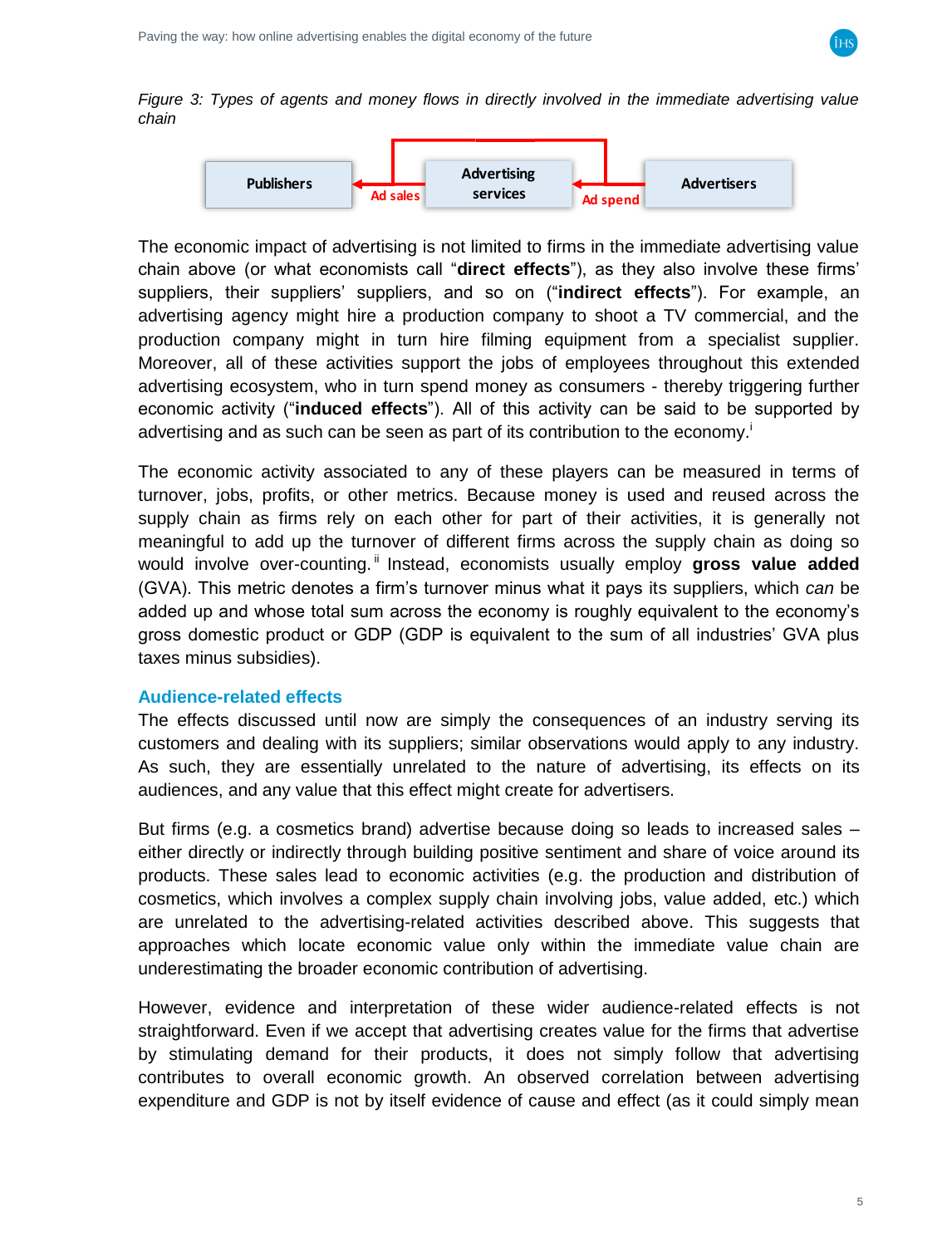*Figure 3: Types of agents and money flows in directly involved in the immediate advertising value chain*

Publishers ← Ad sales — Advertising services ← Ad spend — Advertisers

The economic impact of advertising is not limited to firms in the immediate advertising value chain above (or what economists call "**direct effects**"), as they also involve these firms' suppliers, their suppliers' suppliers, and so on ("**indirect effects**"). For example, an advertising agency might hire a production company to shoot a TV commercial, and the production company might in turn hire filming equipment from a specialist supplier. Moreover, all of these activities support the jobs of employees throughout this extended advertising ecosystem, who in turn spend money as consumers - thereby triggering further economic activity ("**induced effects**"). All of this activity can be said to be supported by advertising and as such can be seen as part of its contribution to the economy.[i]

The economic activity associated to any of these players can be measured in terms of turnover, jobs, profits, or other metrics. Because money is used and reused across the supply chain as firms rely on each other for part of their activities, it is generally not meaningful to add up the turnover of different firms across the supply chain as doing so would involve over-counting.[ii] Instead, economists usually employ **gross value added** (GVA). This metric denotes a firm's turnover minus what it pays its suppliers, which *can* be added up and whose total sum across the economy is roughly equivalent to the economy's gross domestic product or GDP (GDP is equivalent to the sum of all industries' GVA plus taxes minus subsidies).

### Audience-related effects

The effects discussed until now are simply the consequences of an industry serving its customers and dealing with its suppliers; similar observations would apply to any industry. As such, they are essentially unrelated to the nature of advertising, its effects on its audiences, and any value that this effect might create for advertisers.

But firms (e.g. a cosmetics brand) advertise because doing so leads to increased sales – either directly or indirectly through building positive sentiment and share of voice around its products. These sales lead to economic activities (e.g. the production and distribution of cosmetics, which involves a complex supply chain involving jobs, value added, etc.) which are unrelated to the advertising-related activities described above. This suggests that approaches which locate economic value only within the immediate value chain are underestimating the broader economic contribution of advertising.

However, evidence and interpretation of these wider audience-related effects is not straightforward. Even if we accept that advertising creates value for the firms that advertise by stimulating demand for their products, it does not simply follow that advertising contributes to overall economic growth. An observed correlation between advertising expenditure and GDP is not by itself evidence of cause and effect (as it could simply mean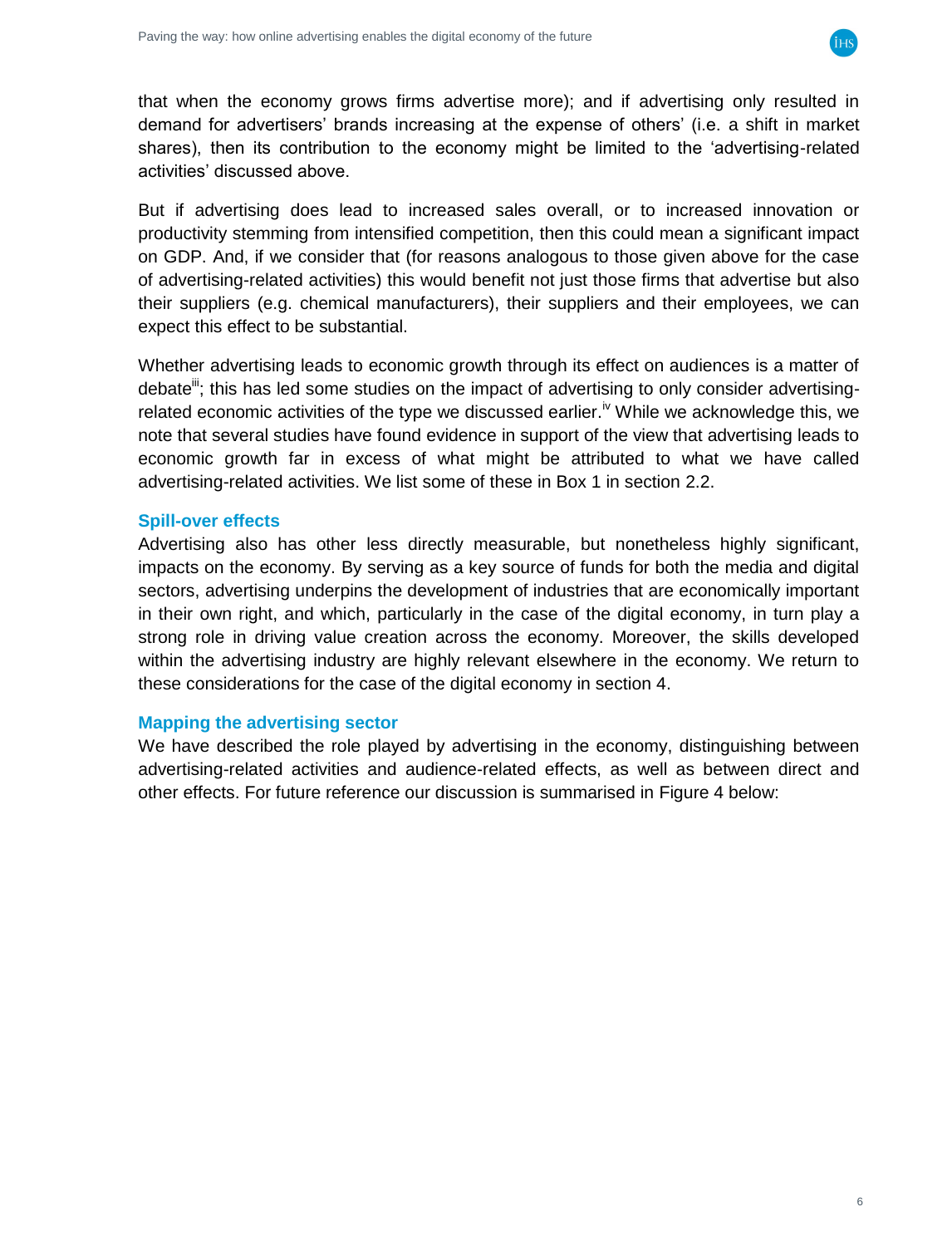that when the economy grows firms advertise more); and if advertising only resulted in demand for advertisers' brands increasing at the expense of others' (i.e. a shift in market shares), then its contribution to the economy might be limited to the 'advertising-related activities' discussed above.

But if advertising does lead to increased sales overall, or to increased innovation or productivity stemming from intensified competition, then this could mean a significant impact on GDP. And, if we consider that (for reasons analogous to those given above for the case of advertising-related activities) this would benefit not just those firms that advertise but also their suppliers (e.g. chemical manufacturers), their suppliers and their employees, we can expect this effect to be substantial.

Whether advertising leads to economic growth through its effect on audiences is a matter of debate[iii]; this has led some studies on the impact of advertising to only consider advertising-related economic activities of the type we discussed earlier.[iv] While we acknowledge this, we note that several studies have found evidence in support of the view that advertising leads to economic growth far in excess of what might be attributed to what we have called advertising-related activities. We list some of these in Box 1 in section 2.2.

### Spill-over effects

Advertising also has other less directly measurable, but nonetheless highly significant, impacts on the economy. By serving as a key source of funds for both the media and digital sectors, advertising underpins the development of industries that are economically important in their own right, and which, particularly in the case of the digital economy, in turn play a strong role in driving value creation across the economy. Moreover, the skills developed within the advertising industry are highly relevant elsewhere in the economy. We return to these considerations for the case of the digital economy in section 4.

### Mapping the advertising sector

We have described the role played by advertising in the economy, distinguishing between advertising-related activities and audience-related effects, as well as between direct and other effects. For future reference our discussion is summarised in Figure 4 below: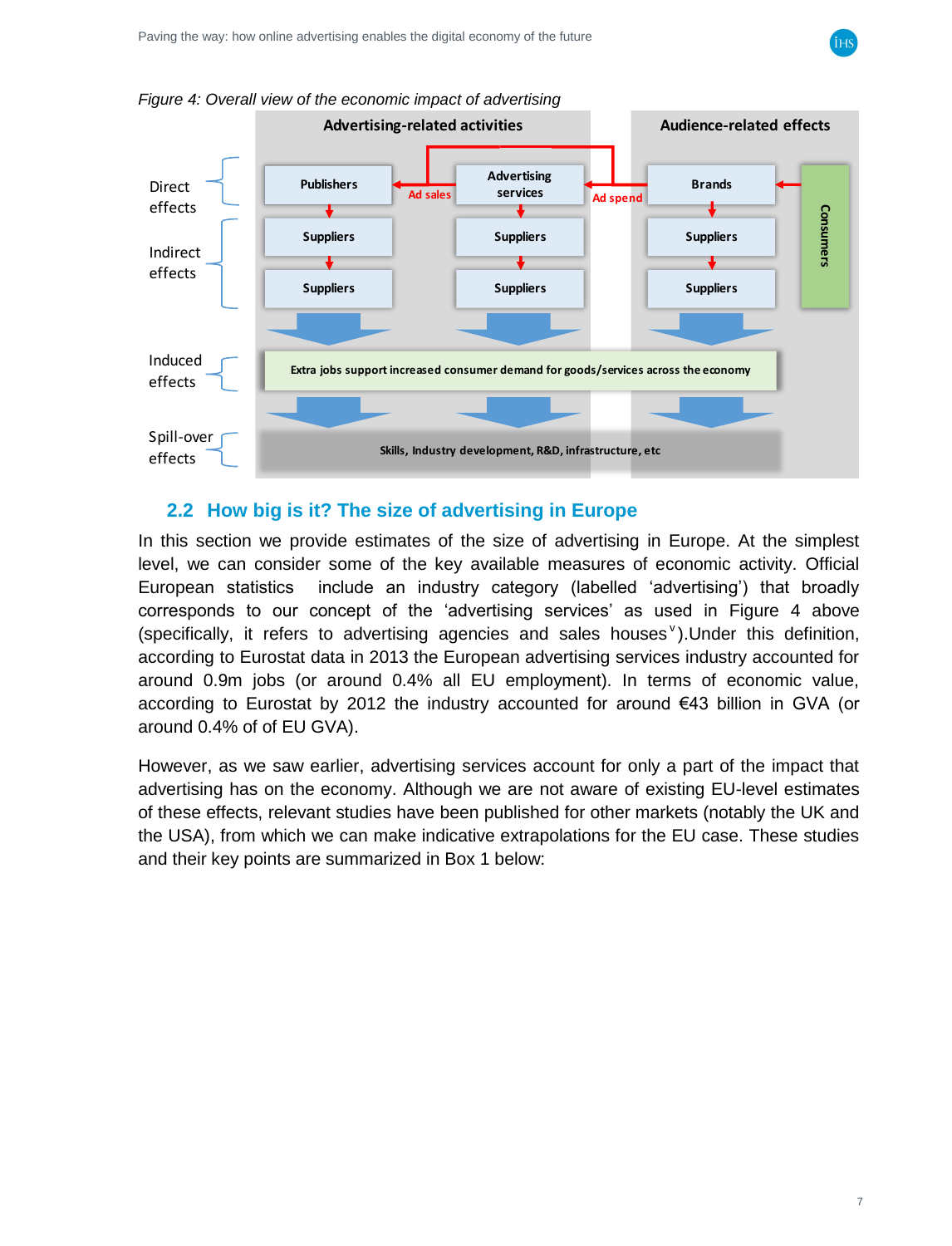*Figure 4: Overall view of the economic impact of advertising*

| | Advertising-related activities | | Audience-related effects | |
|---|---|---|---|---|
| Direct effects | Publishers ← Ad sales | Advertising services ← Ad spend | Brands | Consumers |
| Indirect effects | Suppliers | Suppliers | Suppliers | |
| | Suppliers | Suppliers | Suppliers | |
| Induced effects | Extra jobs support increased consumer demand for goods/services across the economy | | | |
| Spill-over effects | Skills, Industry development, R&D, infrastructure, etc | | | |

## 2.2 How big is it? The size of advertising in Europe

In this section we provide estimates of the size of advertising in Europe. At the simplest level, we can consider some of the key available measures of economic activity. Official European statistics include an industry category (labelled 'advertising') that broadly corresponds to our concept of the 'advertising services' as used in Figure 4 above (specifically, it refers to advertising agencies and sales houses[v]).Under this definition, according to Eurostat data in 2013 the European advertising services industry accounted for around 0.9m jobs (or around 0.4% all EU employment). In terms of economic value, according to Eurostat by 2012 the industry accounted for around €43 billion in GVA (or around 0.4% of of EU GVA).

However, as we saw earlier, advertising services account for only a part of the impact that advertising has on the economy. Although we are not aware of existing EU-level estimates of these effects, relevant studies have been published for other markets (notably the UK and the USA), from which we can make indicative extrapolations for the EU case. These studies and their key points are summarized in Box 1 below: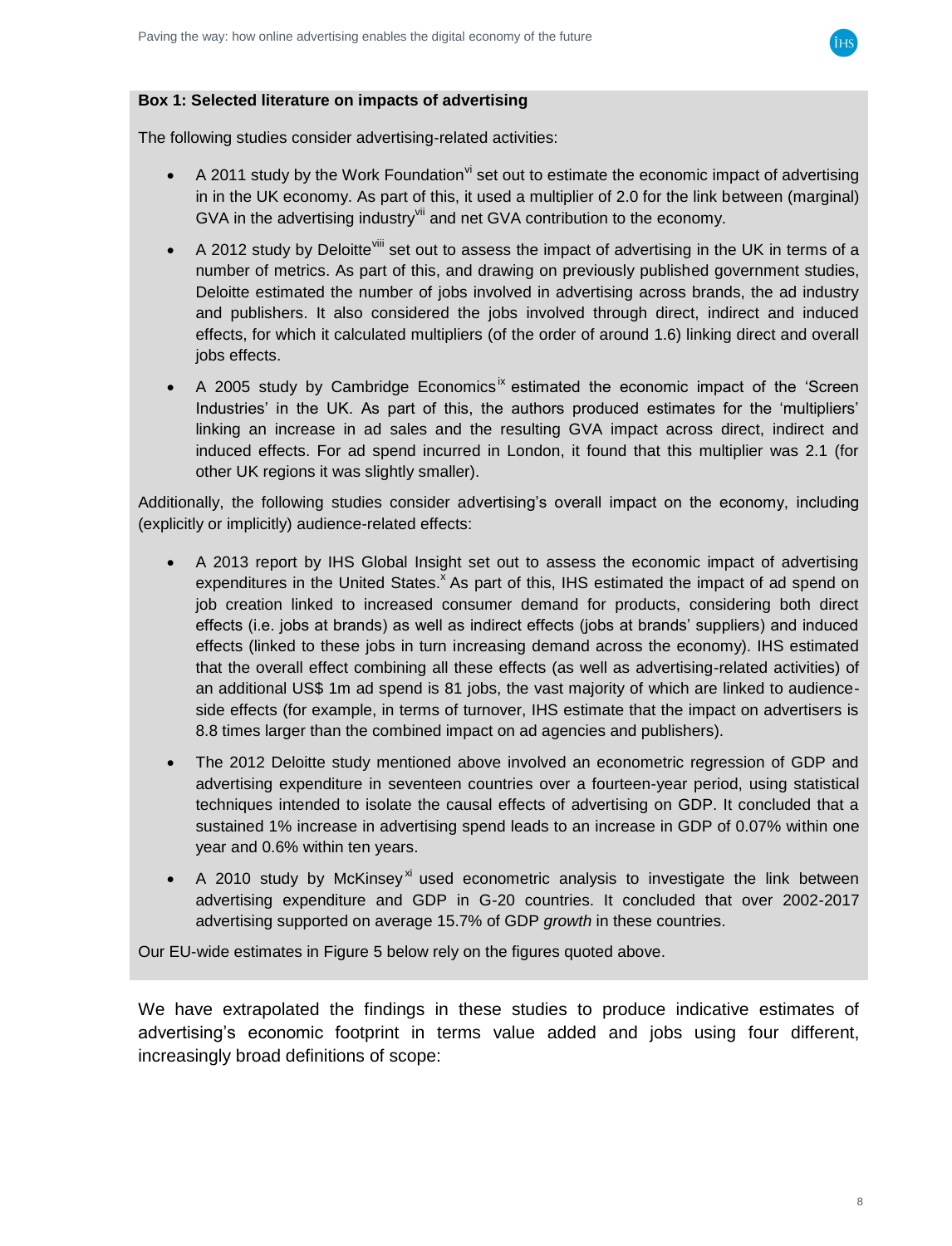**Box 1: Selected literature on impacts of advertising**

The following studies consider advertising-related activities:

- A 2011 study by the Work Foundation[vi] set out to estimate the economic impact of advertising in in the UK economy. As part of this, it used a multiplier of 2.0 for the link between (marginal) GVA in the advertising industry[vii] and net GVA contribution to the economy.
- A 2012 study by Deloitte[viii] set out to assess the impact of advertising in the UK in terms of a number of metrics. As part of this, and drawing on previously published government studies, Deloitte estimated the number of jobs involved in advertising across brands, the ad industry and publishers. It also considered the jobs involved through direct, indirect and induced effects, for which it calculated multipliers (of the order of around 1.6) linking direct and overall jobs effects.
- A 2005 study by Cambridge Economics[ix] estimated the economic impact of the 'Screen Industries' in the UK. As part of this, the authors produced estimates for the 'multipliers' linking an increase in ad sales and the resulting GVA impact across direct, indirect and induced effects. For ad spend incurred in London, it found that this multiplier was 2.1 (for other UK regions it was slightly smaller).

Additionally, the following studies consider advertising's overall impact on the economy, including (explicitly or implicitly) audience-related effects:

- A 2013 report by IHS Global Insight set out to assess the economic impact of advertising expenditures in the United States.[x] As part of this, IHS estimated the impact of ad spend on job creation linked to increased consumer demand for products, considering both direct effects (i.e. jobs at brands) as well as indirect effects (jobs at brands' suppliers) and induced effects (linked to these jobs in turn increasing demand across the economy). IHS estimated that the overall effect combining all these effects (as well as advertising-related activities) of an additional US$ 1m ad spend is 81 jobs, the vast majority of which are linked to audience-side effects (for example, in terms of turnover, IHS estimate that the impact on advertisers is 8.8 times larger than the combined impact on ad agencies and publishers).
- The 2012 Deloitte study mentioned above involved an econometric regression of GDP and advertising expenditure in seventeen countries over a fourteen-year period, using statistical techniques intended to isolate the causal effects of advertising on GDP. It concluded that a sustained 1% increase in advertising spend leads to an increase in GDP of 0.07% within one year and 0.6% within ten years.
- A 2010 study by McKinsey[xi] used econometric analysis to investigate the link between advertising expenditure and GDP in G-20 countries. It concluded that over 2002-2017 advertising supported on average 15.7% of GDP *growth* in these countries.

Our EU-wide estimates in Figure 5 below rely on the figures quoted above.

We have extrapolated the findings in these studies to produce indicative estimates of advertising's economic footprint in terms value added and jobs using four different, increasingly broad definitions of scope: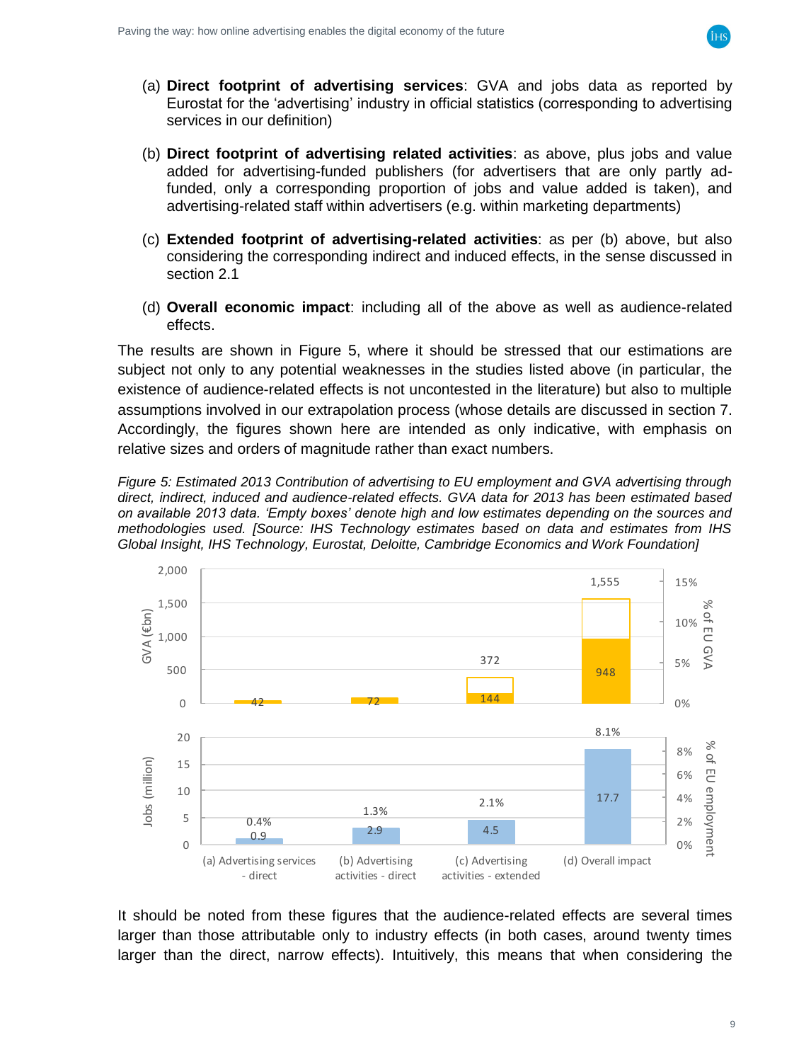(a) **Direct footprint of advertising services**: GVA and jobs data as reported by Eurostat for the 'advertising' industry in official statistics (corresponding to advertising services in our definition)

(b) **Direct footprint of advertising related activities**: as above, plus jobs and value added for advertising-funded publishers (for advertisers that are only partly ad-funded, only a corresponding proportion of jobs and value added is taken), and advertising-related staff within advertisers (e.g. within marketing departments)

(c) **Extended footprint of advertising-related activities**: as per (b) above, but also considering the corresponding indirect and induced effects, in the sense discussed in section 2.1

(d) **Overall economic impact**: including all of the above as well as audience-related effects.

The results are shown in Figure 5, where it should be stressed that our estimations are subject not only to any potential weaknesses in the studies listed above (in particular, the existence of audience-related effects is not uncontested in the literature) but also to multiple assumptions involved in our extrapolation process (whose details are discussed in section 7. Accordingly, the figures shown here are intended as only indicative, with emphasis on relative sizes and orders of magnitude rather than exact numbers.

*Figure 5: Estimated 2013 Contribution of advertising to EU employment and GVA advertising through direct, indirect, induced and audience-related effects. GVA data for 2013 has been estimated based on available 2013 data. 'Empty boxes' denote high and low estimates depending on the sources and methodologies used. [Source: IHS Technology estimates based on data and estimates from IHS Global Insight, IHS Technology, Eurostat, Deloitte, Cambridge Economics and Work Foundation]*

| | (a) Advertising services - direct | (b) Advertising activities - direct | (c) Advertising activities - extended | (d) Overall impact |
|---|---|---|---|---|
| GVA (€bn) | 42 | 72 | 144 – 372 | 948 – 1,555 |
| Jobs (million) | 0.9 | 2.9 | 4.5 | 17.7 |
| % of EU employment | 0.4% | 1.3% | 2.1% | 8.1% |

It should be noted from these figures that the audience-related effects are several times larger than those attributable only to industry effects (in both cases, around twenty times larger than the direct, narrow effects). Intuitively, this means that when considering the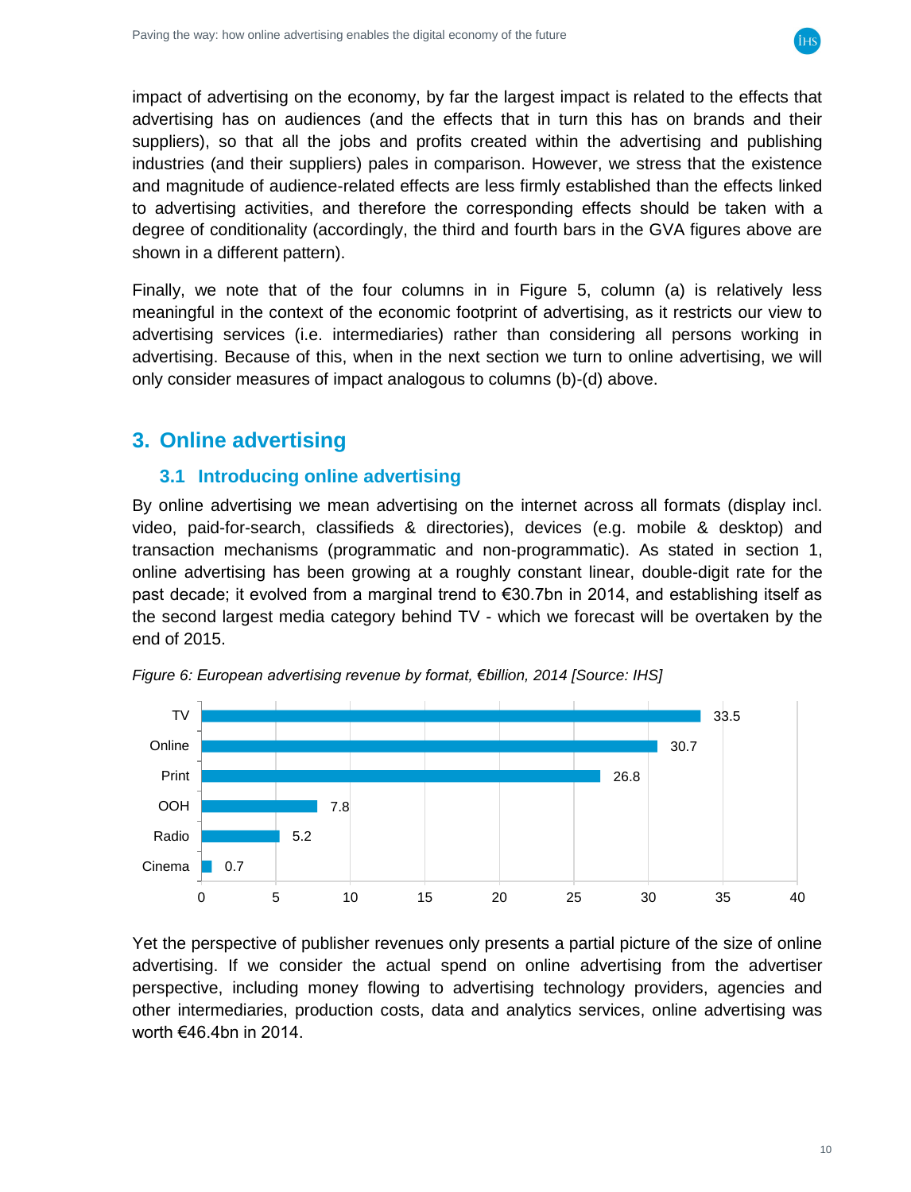impact of advertising on the economy, by far the largest impact is related to the effects that advertising has on audiences (and the effects that in turn this has on brands and their suppliers), so that all the jobs and profits created within the advertising and publishing industries (and their suppliers) pales in comparison. However, we stress that the existence and magnitude of audience-related effects are less firmly established than the effects linked to advertising activities, and therefore the corresponding effects should be taken with a degree of conditionality (accordingly, the third and fourth bars in the GVA figures above are shown in a different pattern).

Finally, we note that of the four columns in in Figure 5, column (a) is relatively less meaningful in the context of the economic footprint of advertising, as it restricts our view to advertising services (i.e. intermediaries) rather than considering all persons working in advertising. Because of this, when in the next section we turn to online advertising, we will only consider measures of impact analogous to columns (b)-(d) above.

# 3. Online advertising

## 3.1 Introducing online advertising

By online advertising we mean advertising on the internet across all formats (display incl. video, paid-for-search, classifieds & directories), devices (e.g. mobile & desktop) and transaction mechanisms (programmatic and non-programmatic). As stated in section 1, online advertising has been growing at a roughly constant linear, double-digit rate for the past decade; it evolved from a marginal trend to €30.7bn in 2014, and establishing itself as the second largest media category behind TV - which we forecast will be overtaken by the end of 2015.

*Figure 6: European advertising revenue by format, €billion, 2014 [Source: IHS]*

| Format | €billion |
|---|---|
| TV | 33.5 |
| Online | 30.7 |
| Print | 26.8 |
| OOH | 7.8 |
| Radio | 5.2 |
| Cinema | 0.7 |

Yet the perspective of publisher revenues only presents a partial picture of the size of online advertising. If we consider the actual spend on online advertising from the advertiser perspective, including money flowing to advertising technology providers, agencies and other intermediaries, production costs, data and analytics services, online advertising was worth €46.4bn in 2014.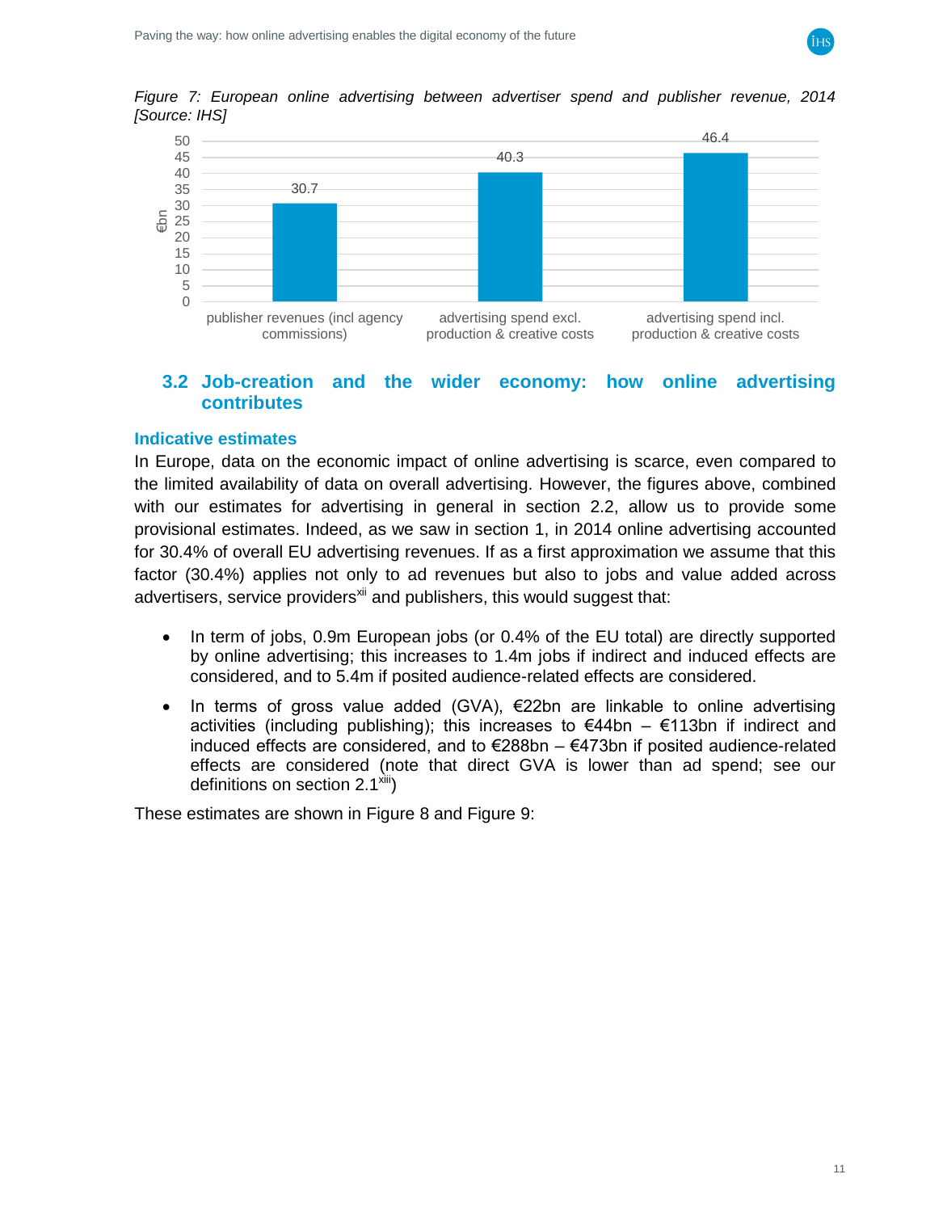*Figure 7: European online advertising between advertiser spend and publisher revenue, 2014 [Source: IHS]*

| | €bn |
|---|---|
| publisher revenues (incl agency commissions) | 30.7 |
| advertising spend excl. production & creative costs | 40.3 |
| advertising spend incl. production & creative costs | 46.4 |

## 3.2 Job-creation and the wider economy: how online advertising contributes

### Indicative estimates

In Europe, data on the economic impact of online advertising is scarce, even compared to the limited availability of data on overall advertising. However, the figures above, combined with our estimates for advertising in general in section 2.2, allow us to provide some provisional estimates. Indeed, as we saw in section 1, in 2014 online advertising accounted for 30.4% of overall EU advertising revenues. If as a first approximation we assume that this factor (30.4%) applies not only to ad revenues but also to jobs and value added across advertisers, service providers[xii] and publishers, this would suggest that:

- In term of jobs, 0.9m European jobs (or 0.4% of the EU total) are directly supported by online advertising; this increases to 1.4m jobs if indirect and induced effects are considered, and to 5.4m if posited audience-related effects are considered.
- In terms of gross value added (GVA), €22bn are linkable to online advertising activities (including publishing); this increases to €44bn – €113bn if indirect and induced effects are considered, and to €288bn – €473bn if posited audience-related effects are considered (note that direct GVA is lower than ad spend; see our definitions on section 2.1[xiii])

These estimates are shown in Figure 8 and Figure 9: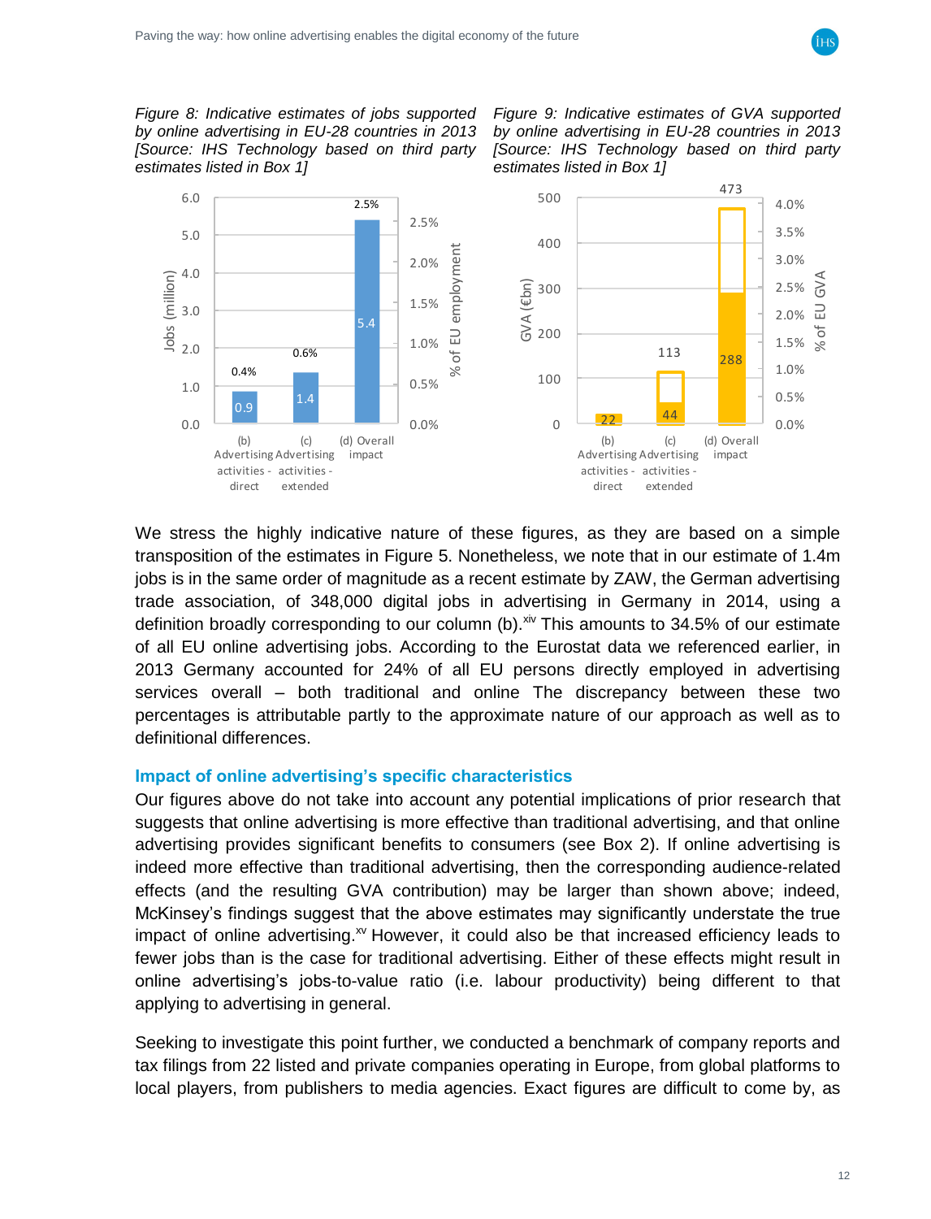*Figure 8: Indicative estimates of jobs supported by online advertising in EU-28 countries in 2013 [Source: IHS Technology based on third party estimates listed in Box 1]*

*Figure 9: Indicative estimates of GVA supported by online advertising in EU-28 countries in 2013 [Source: IHS Technology based on third party estimates listed in Box 1]*

We stress the highly indicative nature of these figures, as they are based on a simple transposition of the estimates in Figure 5. Nonetheless, we note that in our estimate of 1.4m jobs is in the same order of magnitude as a recent estimate by ZAW, the German advertising trade association, of 348,000 digital jobs in advertising in Germany in 2014, using a definition broadly corresponding to our column (b).[xiv] This amounts to 34.5% of our estimate of all EU online advertising jobs. According to the Eurostat data we referenced earlier, in 2013 Germany accounted for 24% of all EU persons directly employed in advertising services overall – both traditional and online The discrepancy between these two percentages is attributable partly to the approximate nature of our approach as well as to definitional differences.

### Impact of online advertising's specific characteristics

Our figures above do not take into account any potential implications of prior research that suggests that online advertising is more effective than traditional advertising, and that online advertising provides significant benefits to consumers (see Box 2). If online advertising is indeed more effective than traditional advertising, then the corresponding audience-related effects (and the resulting GVA contribution) may be larger than shown above; indeed, McKinsey's findings suggest that the above estimates may significantly understate the true impact of online advertising.[xv] However, it could also be that increased efficiency leads to fewer jobs than is the case for traditional advertising. Either of these effects might result in online advertising's jobs-to-value ratio (i.e. labour productivity) being different to that applying to advertising in general.

Seeking to investigate this point further, we conducted a benchmark of company reports and tax filings from 22 listed and private companies operating in Europe, from global platforms to local players, from publishers to media agencies. Exact figures are difficult to come by, as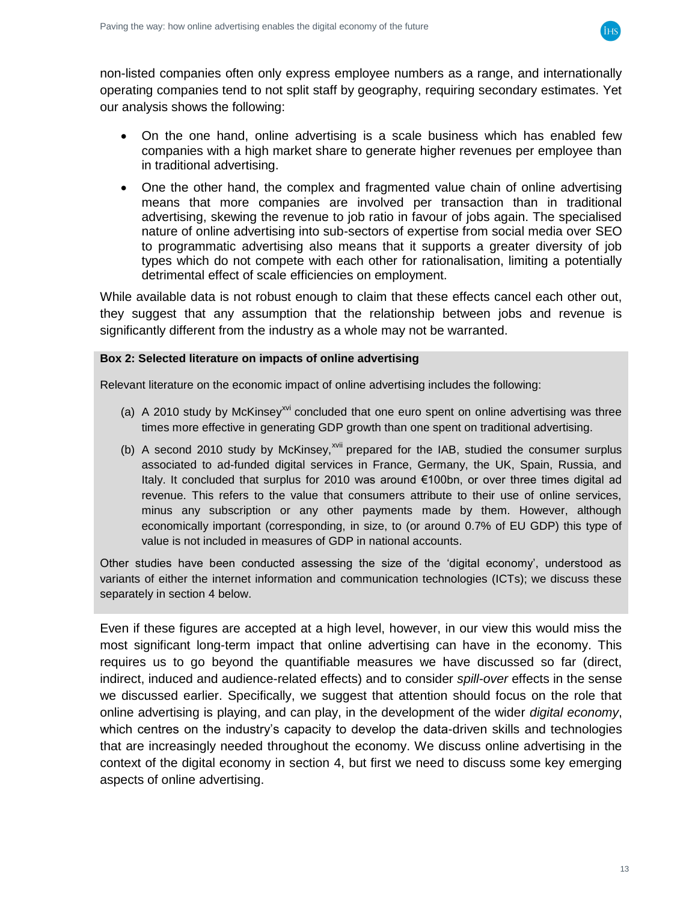non-listed companies often only express employee numbers as a range, and internationally operating companies tend to not split staff by geography, requiring secondary estimates. Yet our analysis shows the following:

- On the one hand, online advertising is a scale business which has enabled few companies with a high market share to generate higher revenues per employee than in traditional advertising.
- One the other hand, the complex and fragmented value chain of online advertising means that more companies are involved per transaction than in traditional advertising, skewing the revenue to job ratio in favour of jobs again. The specialised nature of online advertising into sub-sectors of expertise from social media over SEO to programmatic advertising also means that it supports a greater diversity of job types which do not compete with each other for rationalisation, limiting a potentially detrimental effect of scale efficiencies on employment.

While available data is not robust enough to claim that these effects cancel each other out, they suggest that any assumption that the relationship between jobs and revenue is significantly different from the industry as a whole may not be warranted.

**Box 2: Selected literature on impacts of online advertising**

Relevant literature on the economic impact of online advertising includes the following:

(a) A 2010 study by McKinsey[xvi] concluded that one euro spent on online advertising was three times more effective in generating GDP growth than one spent on traditional advertising.

(b) A second 2010 study by McKinsey,[xvii] prepared for the IAB, studied the consumer surplus associated to ad-funded digital services in France, Germany, the UK, Spain, Russia, and Italy. It concluded that surplus for 2010 was around €100bn, or over three times digital ad revenue. This refers to the value that consumers attribute to their use of online services, minus any subscription or any other payments made by them. However, although economically important (corresponding, in size, to (or around 0.7% of EU GDP) this type of value is not included in measures of GDP in national accounts.

Other studies have been conducted assessing the size of the 'digital economy', understood as variants of either the internet information and communication technologies (ICTs); we discuss these separately in section 4 below.

Even if these figures are accepted at a high level, however, in our view this would miss the most significant long-term impact that online advertising can have in the economy. This requires us to go beyond the quantifiable measures we have discussed so far (direct, indirect, induced and audience-related effects) and to consider *spill-over* effects in the sense we discussed earlier. Specifically, we suggest that attention should focus on the role that online advertising is playing, and can play, in the development of the wider *digital economy*, which centres on the industry's capacity to develop the data-driven skills and technologies that are increasingly needed throughout the economy. We discuss online advertising in the context of the digital economy in section 4, but first we need to discuss some key emerging aspects of online advertising.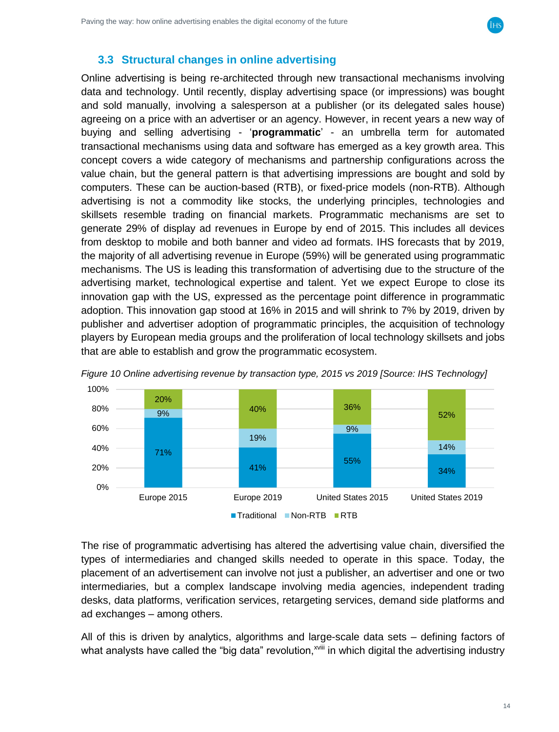### 3.3 Structural changes in online advertising

Online advertising is being re-architected through new transactional mechanisms involving data and technology. Until recently, display advertising space (or impressions) was bought and sold manually, involving a salesperson at a publisher (or its delegated sales house) agreeing on a price with an advertiser or an agency. However, in recent years a new way of buying and selling advertising - '**programmatic**' - an umbrella term for automated transactional mechanisms using data and software has emerged as a key growth area. This concept covers a wide category of mechanisms and partnership configurations across the value chain, but the general pattern is that advertising impressions are bought and sold by computers. These can be auction-based (RTB), or fixed-price models (non-RTB). Although advertising is not a commodity like stocks, the underlying principles, technologies and skillsets resemble trading on financial markets. Programmatic mechanisms are set to generate 29% of display ad revenues in Europe by end of 2015. This includes all devices from desktop to mobile and both banner and video ad formats. IHS forecasts that by 2019, the majority of all advertising revenue in Europe (59%) will be generated using programmatic mechanisms. The US is leading this transformation of advertising due to the structure of the advertising market, technological expertise and talent. Yet we expect Europe to close its innovation gap with the US, expressed as the percentage point difference in programmatic adoption. This innovation gap stood at 16% in 2015 and will shrink to 7% by 2019, driven by publisher and advertiser adoption of programmatic principles, the acquisition of technology players by European media groups and the proliferation of local technology skillsets and jobs that are able to establish and grow the programmatic ecosystem.

*Figure 10 Online advertising revenue by transaction type, 2015 vs 2019 [Source: IHS Technology]*

| | Traditional | Non-RTB | RTB |
|---|---|---|---|
| Europe 2015 | 71% | 9% | 20% |
| Europe 2019 | 41% | 19% | 40% |
| United States 2015 | 55% | 9% | 36% |
| United States 2019 | 34% | 14% | 52% |

The rise of programmatic advertising has altered the advertising value chain, diversified the types of intermediaries and changed skills needed to operate in this space. Today, the placement of an advertisement can involve not just a publisher, an advertiser and one or two intermediaries, but a complex landscape involving media agencies, independent trading desks, data platforms, verification services, retargeting services, demand side platforms and ad exchanges – among others.

All of this is driven by analytics, algorithms and large-scale data sets – defining factors of what analysts have called the "big data" revolution,[xviii] in which digital the advertising industry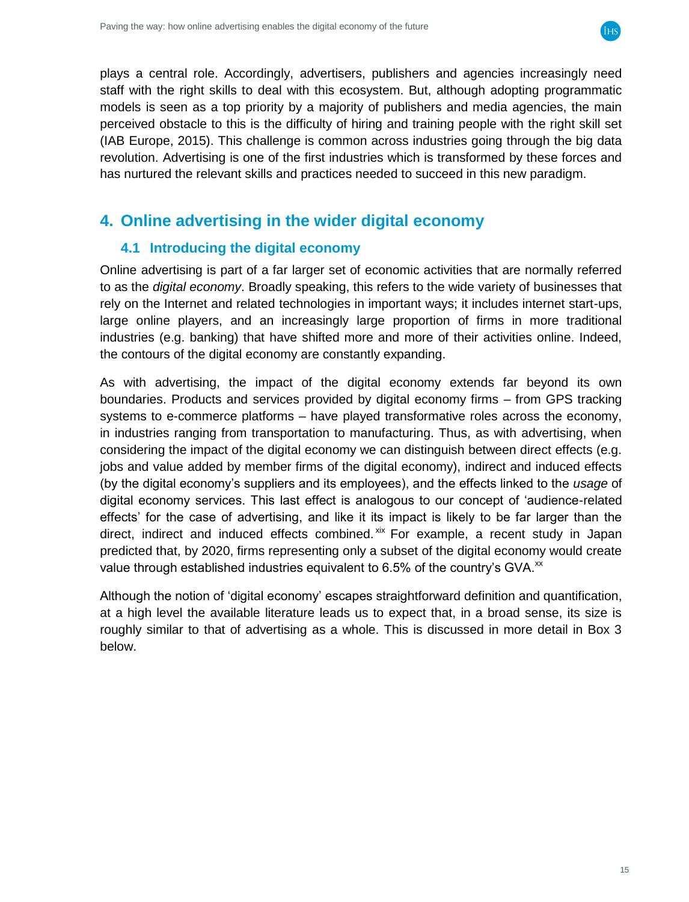plays a central role. Accordingly, advertisers, publishers and agencies increasingly need staff with the right skills to deal with this ecosystem. But, although adopting programmatic models is seen as a top priority by a majority of publishers and media agencies, the main perceived obstacle to this is the difficulty of hiring and training people with the right skill set (IAB Europe, 2015). This challenge is common across industries going through the big data revolution. Advertising is one of the first industries which is transformed by these forces and has nurtured the relevant skills and practices needed to succeed in this new paradigm.

## 4. Online advertising in the wider digital economy

### 4.1 Introducing the digital economy

Online advertising is part of a far larger set of economic activities that are normally referred to as the *digital economy*. Broadly speaking, this refers to the wide variety of businesses that rely on the Internet and related technologies in important ways; it includes internet start-ups, large online players, and an increasingly large proportion of firms in more traditional industries (e.g. banking) that have shifted more and more of their activities online. Indeed, the contours of the digital economy are constantly expanding.

As with advertising, the impact of the digital economy extends far beyond its own boundaries. Products and services provided by digital economy firms – from GPS tracking systems to e-commerce platforms – have played transformative roles across the economy, in industries ranging from transportation to manufacturing. Thus, as with advertising, when considering the impact of the digital economy we can distinguish between direct effects (e.g. jobs and value added by member firms of the digital economy), indirect and induced effects (by the digital economy's suppliers and its employees), and the effects linked to the *usage* of digital economy services. This last effect is analogous to our concept of 'audience-related effects' for the case of advertising, and like it its impact is likely to be far larger than the direct, indirect and induced effects combined.[xix] For example, a recent study in Japan predicted that, by 2020, firms representing only a subset of the digital economy would create value through established industries equivalent to 6.5% of the country's GVA.[xx]

Although the notion of 'digital economy' escapes straightforward definition and quantification, at a high level the available literature leads us to expect that, in a broad sense, its size is roughly similar to that of advertising as a whole. This is discussed in more detail in Box 3 below.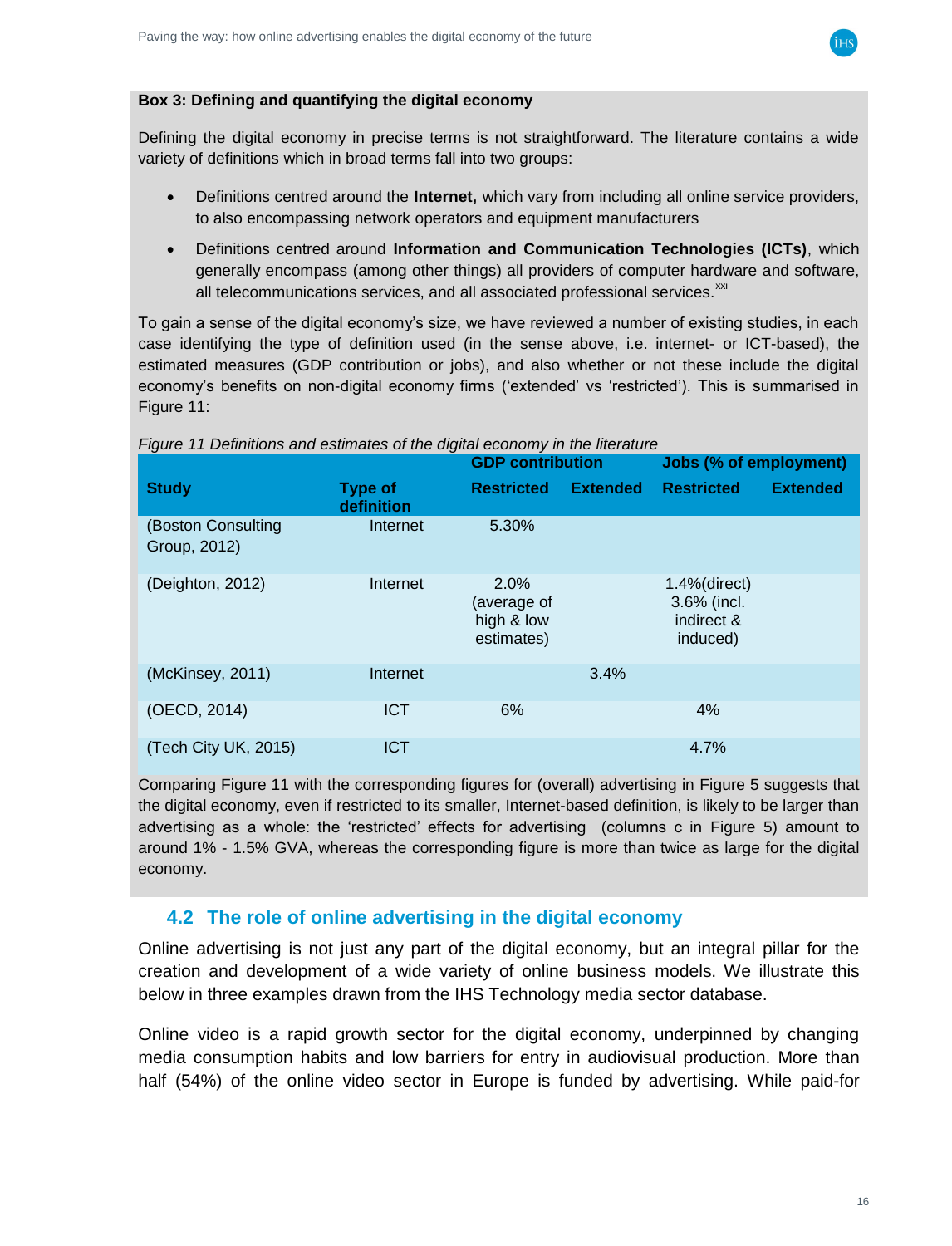**Box 3: Defining and quantifying the digital economy**

Defining the digital economy in precise terms is not straightforward. The literature contains a wide variety of definitions which in broad terms fall into two groups:

- Definitions centred around the **Internet,** which vary from including all online service providers, to also encompassing network operators and equipment manufacturers
- Definitions centred around **Information and Communication Technologies (ICTs)**, which generally encompass (among other things) all providers of computer hardware and software, all telecommunications services, and all associated professional services.[xxi]

To gain a sense of the digital economy's size, we have reviewed a number of existing studies, in each case identifying the type of definition used (in the sense above, i.e. internet- or ICT-based), the estimated measures (GDP contribution or jobs), and also whether or not these include the digital economy's benefits on non-digital economy firms ('extended' vs 'restricted'). This is summarised in Figure 11:

*Figure 11 Definitions and estimates of the digital economy in the literature*

| | | GDP contribution | | Jobs (% of employment) | |
|---|---|---|---|---|---|
| **Study** | **Type of definition** | **Restricted** | **Extended** | **Restricted** | **Extended** |
| (Boston Consulting Group, 2012) | Internet | 5.30% | | | |
| (Deighton, 2012) | Internet | 2.0% (average of high & low estimates) | | 1.4%(direct) 3.6% (incl. indirect & induced) | |
| (McKinsey, 2011) | Internet | | 3.4% | | |
| (OECD, 2014) | ICT | 6% | | 4% | |
| (Tech City UK, 2015) | ICT | | | 4.7% | |

Comparing Figure 11 with the corresponding figures for (overall) advertising in Figure 5 suggests that the digital economy, even if restricted to its smaller, Internet-based definition, is likely to be larger than advertising as a whole: the 'restricted' effects for advertising (columns c in Figure 5) amount to around 1% - 1.5% GVA, whereas the corresponding figure is more than twice as large for the digital economy.

## 4.2 The role of online advertising in the digital economy

Online advertising is not just any part of the digital economy, but an integral pillar for the creation and development of a wide variety of online business models. We illustrate this below in three examples drawn from the IHS Technology media sector database.

Online video is a rapid growth sector for the digital economy, underpinned by changing media consumption habits and low barriers for entry in audiovisual production. More than half (54%) of the online video sector in Europe is funded by advertising. While paid-for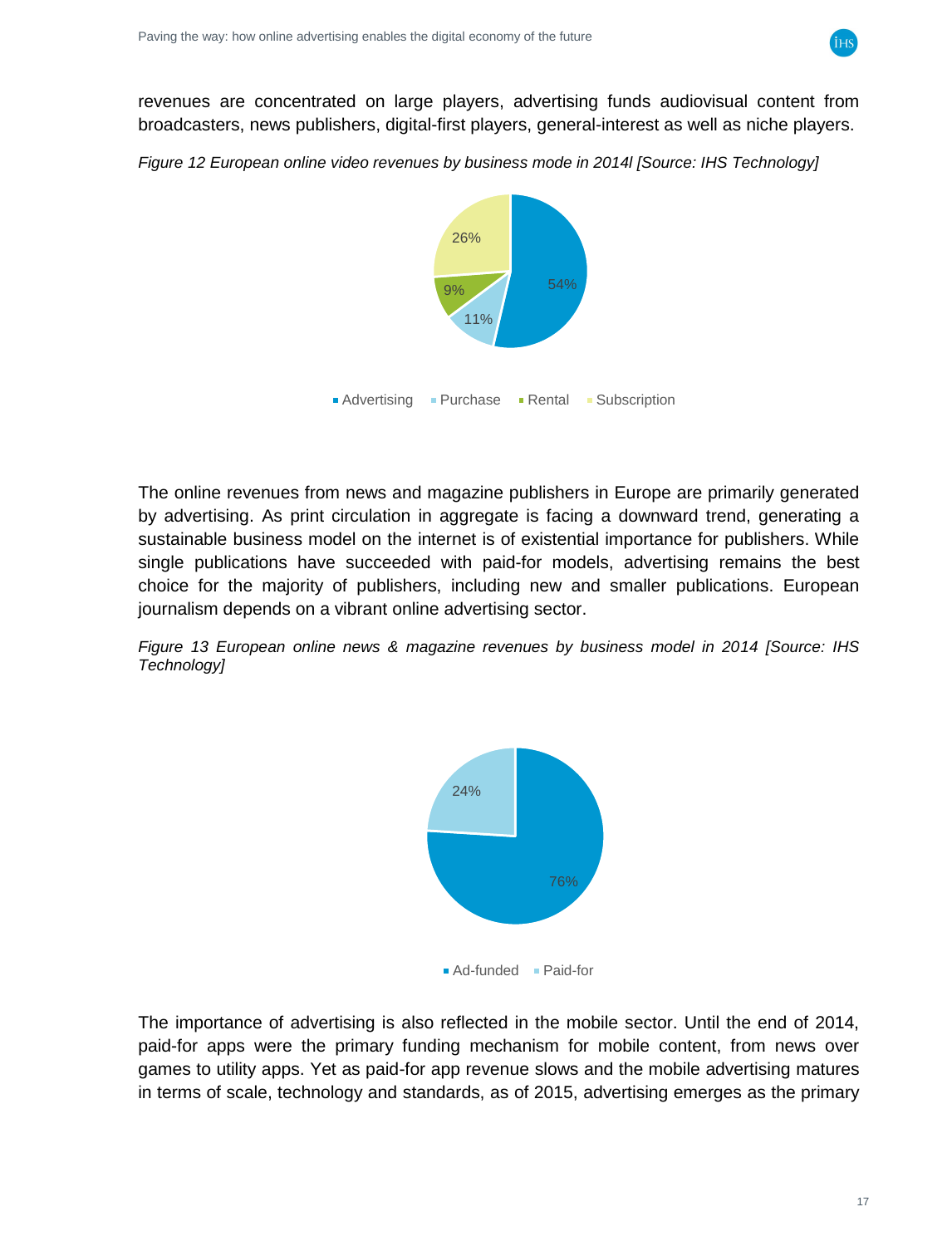revenues are concentrated on large players, advertising funds audiovisual content from broadcasters, news publishers, digital-first players, general-interest as well as niche players.

*Figure 12 European online video revenues by business mode in 2014l [Source: IHS Technology]*

The online revenues from news and magazine publishers in Europe are primarily generated by advertising. As print circulation in aggregate is facing a downward trend, generating a sustainable business model on the internet is of existential importance for publishers. While single publications have succeeded with paid-for models, advertising remains the best choice for the majority of publishers, including new and smaller publications. European journalism depends on a vibrant online advertising sector.

*Figure 13 European online news & magazine revenues by business model in 2014 [Source: IHS Technology]*

The importance of advertising is also reflected in the mobile sector. Until the end of 2014, paid-for apps were the primary funding mechanism for mobile content, from news over games to utility apps. Yet as paid-for app revenue slows and the mobile advertising matures in terms of scale, technology and standards, as of 2015, advertising emerges as the primary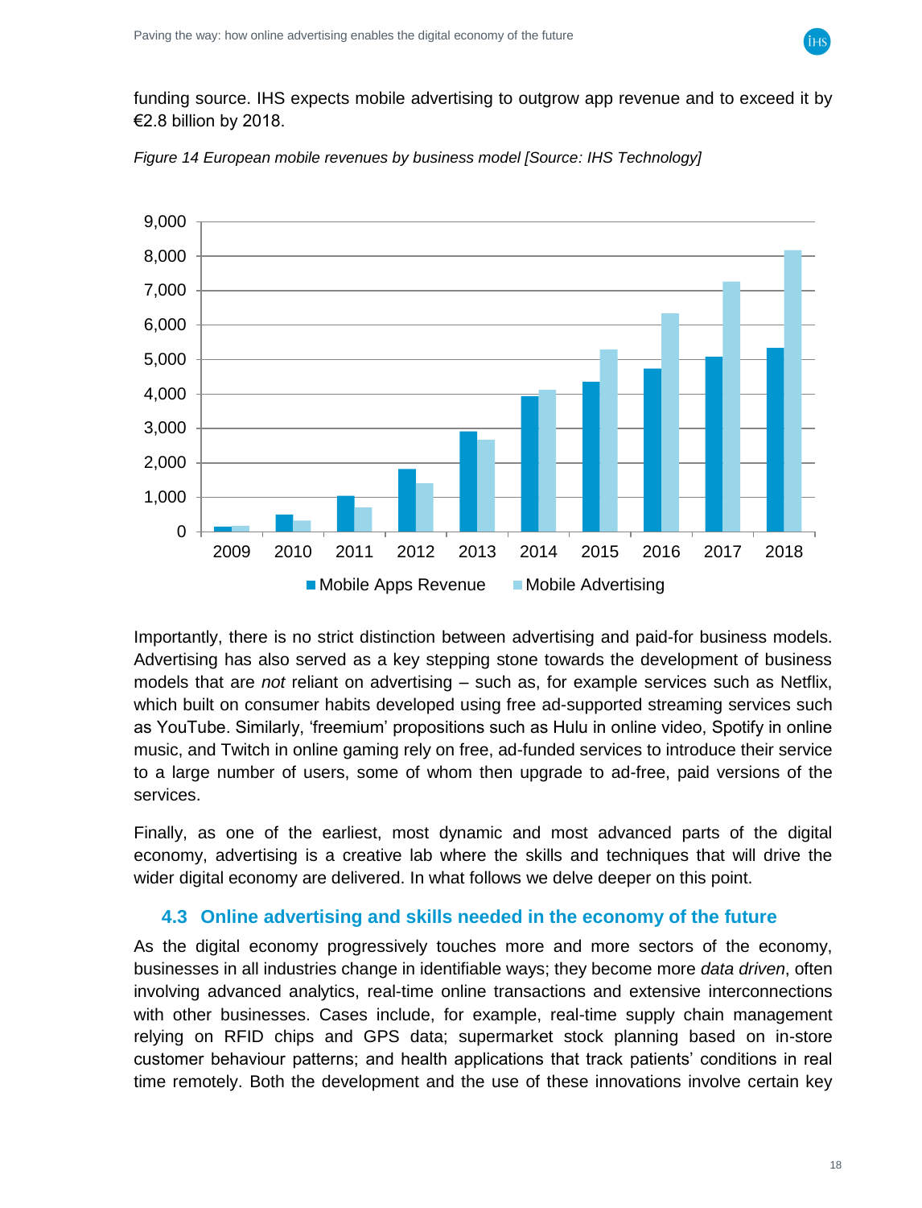funding source. IHS expects mobile advertising to outgrow app revenue and to exceed it by €2.8 billion by 2018.

*Figure 14 European mobile revenues by business model [Source: IHS Technology]*

Importantly, there is no strict distinction between advertising and paid-for business models. Advertising has also served as a key stepping stone towards the development of business models that are *not* reliant on advertising – such as, for example services such as Netflix, which built on consumer habits developed using free ad-supported streaming services such as YouTube. Similarly, 'freemium' propositions such as Hulu in online video, Spotify in online music, and Twitch in online gaming rely on free, ad-funded services to introduce their service to a large number of users, some of whom then upgrade to ad-free, paid versions of the services.

Finally, as one of the earliest, most dynamic and most advanced parts of the digital economy, advertising is a creative lab where the skills and techniques that will drive the wider digital economy are delivered. In what follows we delve deeper on this point.

## 4.3 Online advertising and skills needed in the economy of the future

As the digital economy progressively touches more and more sectors of the economy, businesses in all industries change in identifiable ways; they become more *data driven*, often involving advanced analytics, real-time online transactions and extensive interconnections with other businesses. Cases include, for example, real-time supply chain management relying on RFID chips and GPS data; supermarket stock planning based on in-store customer behaviour patterns; and health applications that track patients' conditions in real time remotely. Both the development and the use of these innovations involve certain key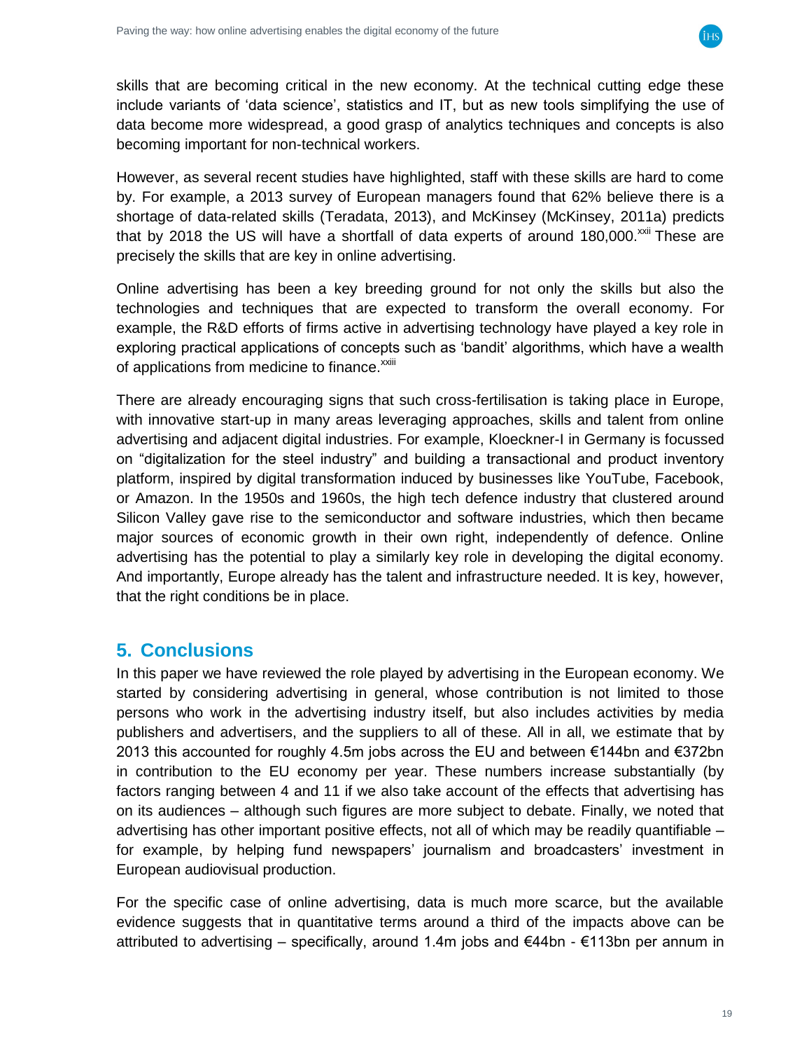skills that are becoming critical in the new economy. At the technical cutting edge these include variants of 'data science', statistics and IT, but as new tools simplifying the use of data become more widespread, a good grasp of analytics techniques and concepts is also becoming important for non-technical workers.

However, as several recent studies have highlighted, staff with these skills are hard to come by. For example, a 2013 survey of European managers found that 62% believe there is a shortage of data-related skills (Teradata, 2013), and McKinsey (McKinsey, 2011a) predicts that by 2018 the US will have a shortfall of data experts of around 180,000.[xxii] These are precisely the skills that are key in online advertising.

Online advertising has been a key breeding ground for not only the skills but also the technologies and techniques that are expected to transform the overall economy. For example, the R&D efforts of firms active in advertising technology have played a key role in exploring practical applications of concepts such as 'bandit' algorithms, which have a wealth of applications from medicine to finance.[xxiii]

There are already encouraging signs that such cross-fertilisation is taking place in Europe, with innovative start-up in many areas leveraging approaches, skills and talent from online advertising and adjacent digital industries. For example, Kloeckner-I in Germany is focussed on "digitalization for the steel industry" and building a transactional and product inventory platform, inspired by digital transformation induced by businesses like YouTube, Facebook, or Amazon. In the 1950s and 1960s, the high tech defence industry that clustered around Silicon Valley gave rise to the semiconductor and software industries, which then became major sources of economic growth in their own right, independently of defence. Online advertising has the potential to play a similarly key role in developing the digital economy. And importantly, Europe already has the talent and infrastructure needed. It is key, however, that the right conditions be in place.

## 5. Conclusions

In this paper we have reviewed the role played by advertising in the European economy. We started by considering advertising in general, whose contribution is not limited to those persons who work in the advertising industry itself, but also includes activities by media publishers and advertisers, and the suppliers to all of these. All in all, we estimate that by 2013 this accounted for roughly 4.5m jobs across the EU and between €144bn and €372bn in contribution to the EU economy per year. These numbers increase substantially (by factors ranging between 4 and 11 if we also take account of the effects that advertising has on its audiences – although such figures are more subject to debate. Finally, we noted that advertising has other important positive effects, not all of which may be readily quantifiable – for example, by helping fund newspapers' journalism and broadcasters' investment in European audiovisual production.

For the specific case of online advertising, data is much more scarce, but the available evidence suggests that in quantitative terms around a third of the impacts above can be attributed to advertising – specifically, around 1.4m jobs and €44bn - €113bn per annum in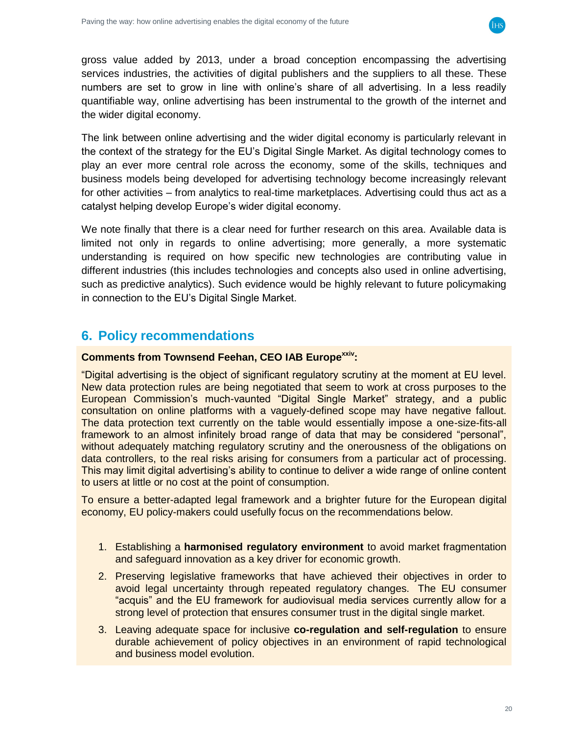gross value added by 2013, under a broad conception encompassing the advertising services industries, the activities of digital publishers and the suppliers to all these. These numbers are set to grow in line with online's share of all advertising. In a less readily quantifiable way, online advertising has been instrumental to the growth of the internet and the wider digital economy.

The link between online advertising and the wider digital economy is particularly relevant in the context of the strategy for the EU's Digital Single Market. As digital technology comes to play an ever more central role across the economy, some of the skills, techniques and business models being developed for advertising technology become increasingly relevant for other activities – from analytics to real-time marketplaces. Advertising could thus act as a catalyst helping develop Europe's wider digital economy.

We note finally that there is a clear need for further research on this area. Available data is limited not only in regards to online advertising; more generally, a more systematic understanding is required on how specific new technologies are contributing value in different industries (this includes technologies and concepts also used in online advertising, such as predictive analytics). Such evidence would be highly relevant to future policymaking in connection to the EU's Digital Single Market.

## 6. Policy recommendations

**Comments from Townsend Feehan, CEO IAB Europe[xxiv]:**

"Digital advertising is the object of significant regulatory scrutiny at the moment at EU level. New data protection rules are being negotiated that seem to work at cross purposes to the European Commission's much-vaunted "Digital Single Market" strategy, and a public consultation on online platforms with a vaguely-defined scope may have negative fallout. The data protection text currently on the table would essentially impose a one-size-fits-all framework to an almost infinitely broad range of data that may be considered "personal", without adequately matching regulatory scrutiny and the onerousness of the obligations on data controllers, to the real risks arising for consumers from a particular act of processing. This may limit digital advertising's ability to continue to deliver a wide range of online content to users at little or no cost at the point of consumption.

To ensure a better-adapted legal framework and a brighter future for the European digital economy, EU policy-makers could usefully focus on the recommendations below.

1. Establishing a **harmonised regulatory environment** to avoid market fragmentation and safeguard innovation as a key driver for economic growth.
2. Preserving legislative frameworks that have achieved their objectives in order to avoid legal uncertainty through repeated regulatory changes. The EU consumer "acquis" and the EU framework for audiovisual media services currently allow for a strong level of protection that ensures consumer trust in the digital single market.
3. Leaving adequate space for inclusive **co-regulation and self-regulation** to ensure durable achievement of policy objectives in an environment of rapid technological and business model evolution.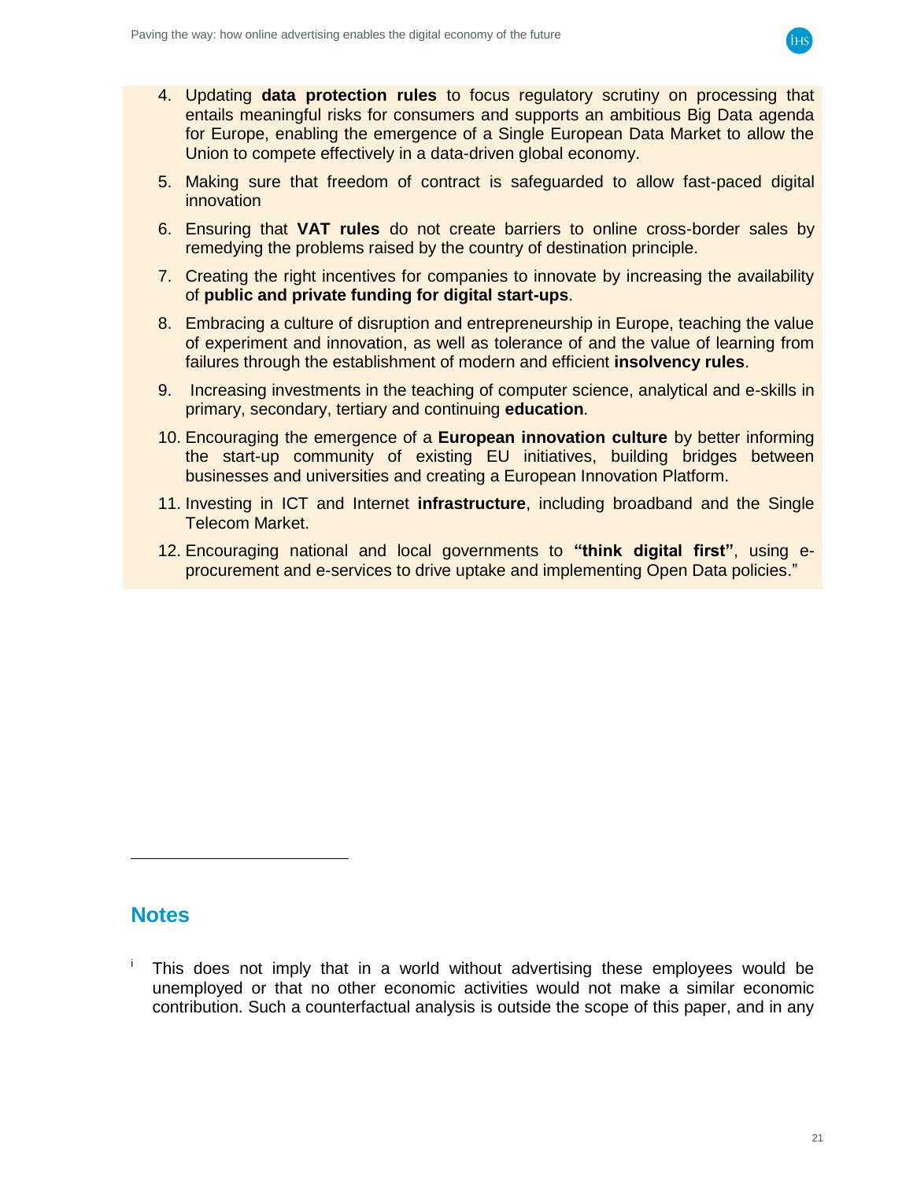4. Updating **data protection rules** to focus regulatory scrutiny on processing that entails meaningful risks for consumers and supports an ambitious Big Data agenda for Europe, enabling the emergence of a Single European Data Market to allow the Union to compete effectively in a data-driven global economy.
5. Making sure that freedom of contract is safeguarded to allow fast-paced digital innovation
6. Ensuring that **VAT rules** do not create barriers to online cross-border sales by remedying the problems raised by the country of destination principle.
7. Creating the right incentives for companies to innovate by increasing the availability of **public and private funding for digital start-ups**.
8. Embracing a culture of disruption and entrepreneurship in Europe, teaching the value of experiment and innovation, as well as tolerance of and the value of learning from failures through the establishment of modern and efficient **insolvency rules**.
9. Increasing investments in the teaching of computer science, analytical and e-skills in primary, secondary, tertiary and continuing **education**.
10. Encouraging the emergence of a **European innovation culture** by better informing the start-up community of existing EU initiatives, building bridges between businesses and universities and creating a European Innovation Platform.
11. Investing in ICT and Internet **infrastructure**, including broadband and the Single Telecom Market.
12. Encouraging national and local governments to **"think digital first"**, using e-procurement and e-services to drive uptake and implementing Open Data policies."

## Notes

[i] This does not imply that in a world without advertising these employees would be unemployed or that no other economic activities would not make a similar economic contribution. Such a counterfactual analysis is outside the scope of this paper, and in any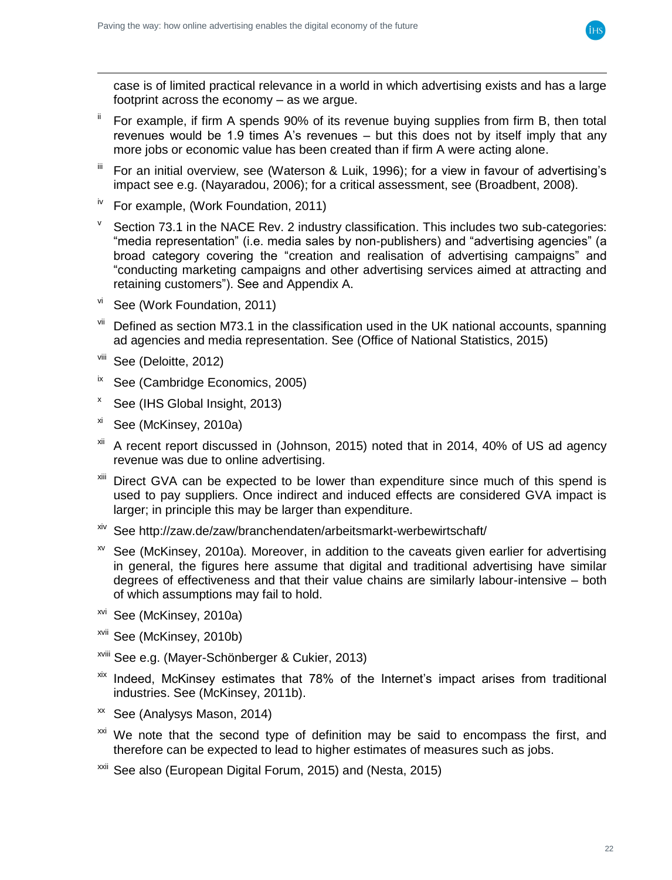case is of limited practical relevance in a world in which advertising exists and has a large footprint across the economy – as we argue.

[ii] For example, if firm A spends 90% of its revenue buying supplies from firm B, then total revenues would be 1.9 times A's revenues – but this does not by itself imply that any more jobs or economic value has been created than if firm A were acting alone.

[iii] For an initial overview, see (Waterson & Luik, 1996); for a view in favour of advertising's impact see e.g. (Nayaradou, 2006); for a critical assessment, see (Broadbent, 2008).

[iv] For example, (Work Foundation, 2011)

[v] Section 73.1 in the NACE Rev. 2 industry classification. This includes two sub-categories: "media representation" (i.e. media sales by non-publishers) and "advertising agencies" (a broad category covering the "creation and realisation of advertising campaigns" and "conducting marketing campaigns and other advertising services aimed at attracting and retaining customers"). See and Appendix A.

[vi] See (Work Foundation, 2011)

[vii] Defined as section M73.1 in the classification used in the UK national accounts, spanning ad agencies and media representation. See (Office of National Statistics, 2015)

[viii] See (Deloitte, 2012)

[ix] See (Cambridge Economics, 2005)

[x] See (IHS Global Insight, 2013)

[xi] See (McKinsey, 2010a)

[xii] A recent report discussed in (Johnson, 2015) noted that in 2014, 40% of US ad agency revenue was due to online advertising.

[xiii] Direct GVA can be expected to be lower than expenditure since much of this spend is used to pay suppliers. Once indirect and induced effects are considered GVA impact is larger; in principle this may be larger than expenditure.

[xiv] See http://zaw.de/zaw/branchendaten/arbeitsmarkt-werbewirtschaft/

[xv] See (McKinsey, 2010a). Moreover, in addition to the caveats given earlier for advertising in general, the figures here assume that digital and traditional advertising have similar degrees of effectiveness and that their value chains are similarly labour-intensive – both of which assumptions may fail to hold.

[xvi] See (McKinsey, 2010a)

[xvii] See (McKinsey, 2010b)

[xviii] See e.g. (Mayer-Schönberger & Cukier, 2013)

[xix] Indeed, McKinsey estimates that 78% of the Internet's impact arises from traditional industries. See (McKinsey, 2011b).

[xx] See (Analysys Mason, 2014)

[xxi] We note that the second type of definition may be said to encompass the first, and therefore can be expected to lead to higher estimates of measures such as jobs.

[xxii] See also (European Digital Forum, 2015) and (Nesta, 2015)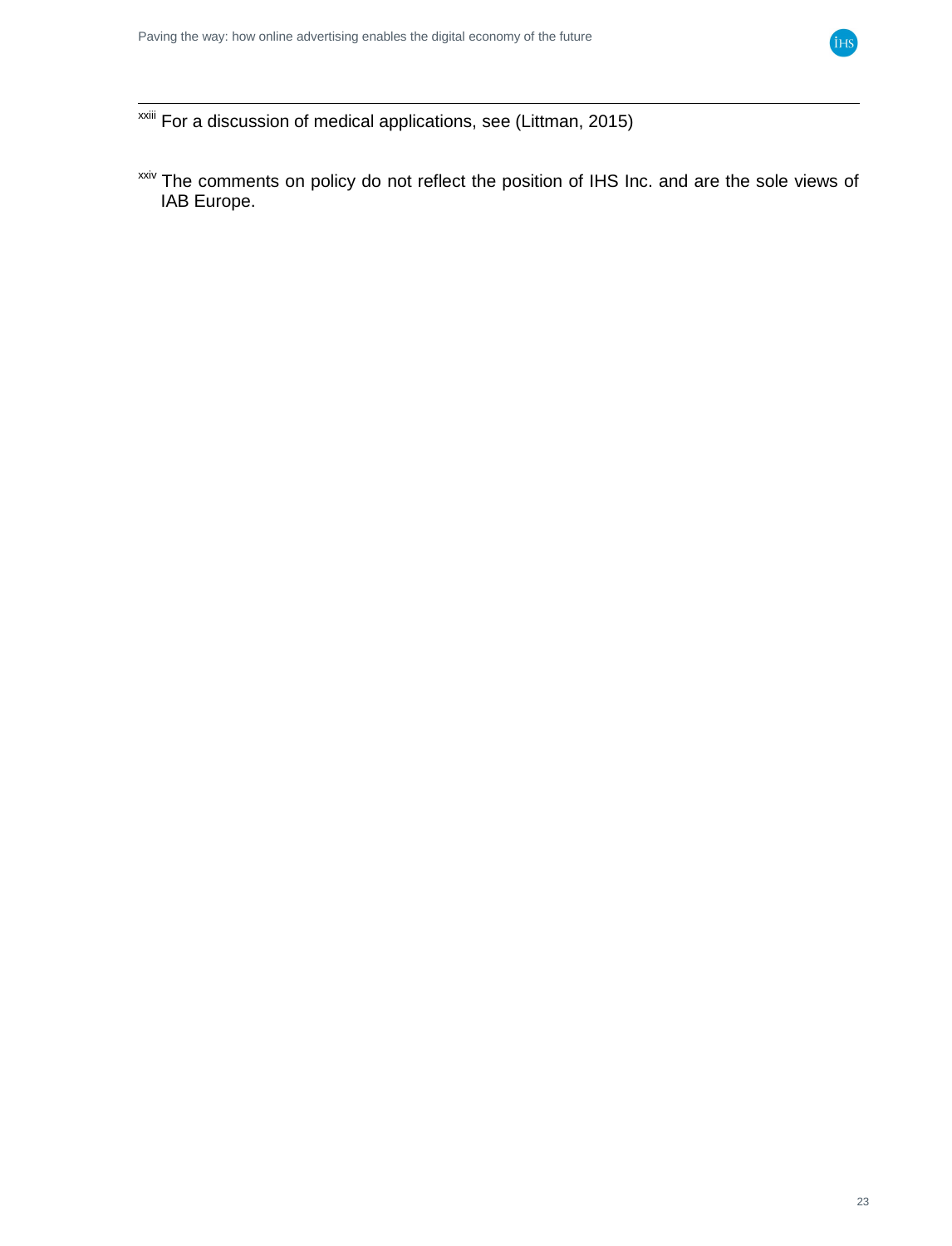[xxiii] For a discussion of medical applications, see (Littman, 2015)

[xxiv] The comments on policy do not reflect the position of IHS Inc. and are the sole views of IAB Europe.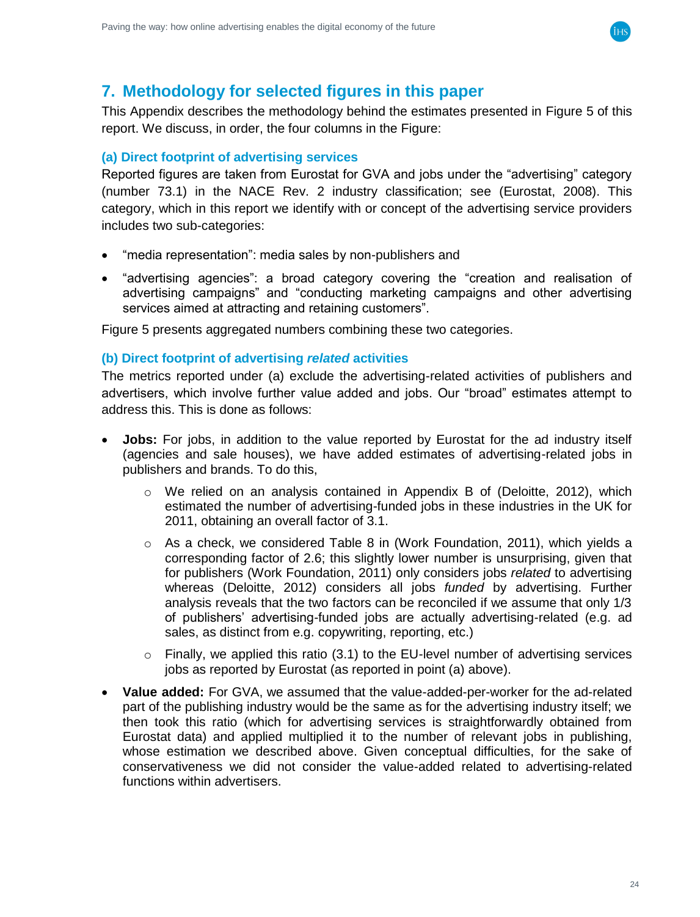## 7. Methodology for selected figures in this paper

This Appendix describes the methodology behind the estimates presented in Figure 5 of this report. We discuss, in order, the four columns in the Figure:

### (a) Direct footprint of advertising services

Reported figures are taken from Eurostat for GVA and jobs under the "advertising" category (number 73.1) in the NACE Rev. 2 industry classification; see (Eurostat, 2008). This category, which in this report we identify with or concept of the advertising service providers includes two sub-categories:

- "media representation": media sales by non-publishers and
- "advertising agencies": a broad category covering the "creation and realisation of advertising campaigns" and "conducting marketing campaigns and other advertising services aimed at attracting and retaining customers".

Figure 5 presents aggregated numbers combining these two categories.

### (b) Direct footprint of advertising *related* activities

The metrics reported under (a) exclude the advertising-related activities of publishers and advertisers, which involve further value added and jobs. Our "broad" estimates attempt to address this. This is done as follows:

- **Jobs:** For jobs, in addition to the value reported by Eurostat for the ad industry itself (agencies and sale houses), we have added estimates of advertising-related jobs in publishers and brands. To do this,
  - We relied on an analysis contained in Appendix B of (Deloitte, 2012), which estimated the number of advertising-funded jobs in these industries in the UK for 2011, obtaining an overall factor of 3.1.
  - As a check, we considered Table 8 in (Work Foundation, 2011), which yields a corresponding factor of 2.6; this slightly lower number is unsurprising, given that for publishers (Work Foundation, 2011) only considers jobs *related* to advertising whereas (Deloitte, 2012) considers all jobs *funded* by advertising. Further analysis reveals that the two factors can be reconciled if we assume that only 1/3 of publishers' advertising-funded jobs are actually advertising-related (e.g. ad sales, as distinct from e.g. copywriting, reporting, etc.)
  - Finally, we applied this ratio (3.1) to the EU-level number of advertising services jobs as reported by Eurostat (as reported in point (a) above).
- **Value added:** For GVA, we assumed that the value-added-per-worker for the ad-related part of the publishing industry would be the same as for the advertising industry itself; we then took this ratio (which for advertising services is straightforwardly obtained from Eurostat data) and applied multiplied it to the number of relevant jobs in publishing, whose estimation we described above. Given conceptual difficulties, for the sake of conservativeness we did not consider the value-added related to advertising-related functions within advertisers.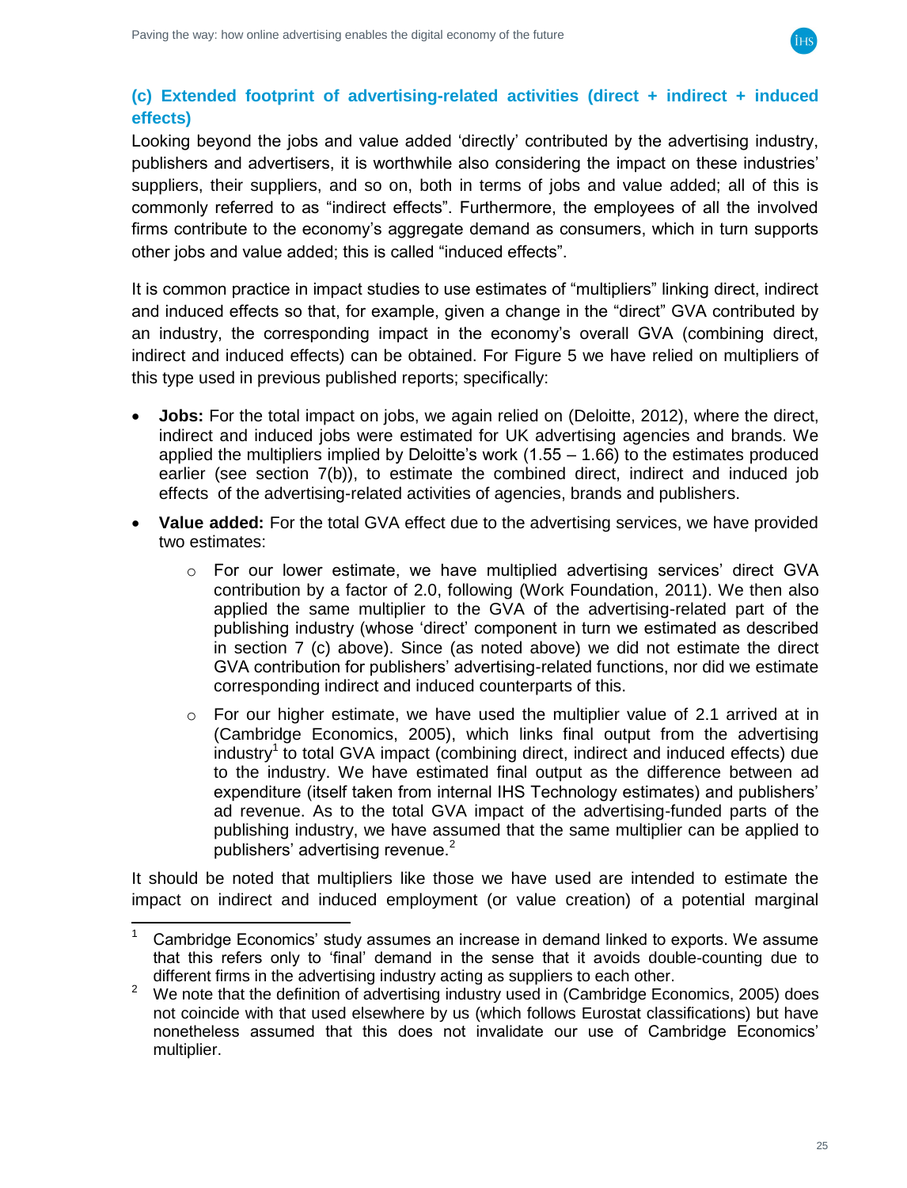### (c) Extended footprint of advertising-related activities (direct + indirect + induced effects)

Looking beyond the jobs and value added 'directly' contributed by the advertising industry, publishers and advertisers, it is worthwhile also considering the impact on these industries' suppliers, their suppliers, and so on, both in terms of jobs and value added; all of this is commonly referred to as "indirect effects". Furthermore, the employees of all the involved firms contribute to the economy's aggregate demand as consumers, which in turn supports other jobs and value added; this is called "induced effects".

It is common practice in impact studies to use estimates of "multipliers" linking direct, indirect and induced effects so that, for example, given a change in the "direct" GVA contributed by an industry, the corresponding impact in the economy's overall GVA (combining direct, indirect and induced effects) can be obtained. For Figure 5 we have relied on multipliers of this type used in previous published reports; specifically:

- **Jobs:** For the total impact on jobs, we again relied on (Deloitte, 2012), where the direct, indirect and induced jobs were estimated for UK advertising agencies and brands. We applied the multipliers implied by Deloitte's work (1.55 – 1.66) to the estimates produced earlier (see section 7(b)), to estimate the combined direct, indirect and induced job effects of the advertising-related activities of agencies, brands and publishers.
- **Value added:** For the total GVA effect due to the advertising services, we have provided two estimates:
  - For our lower estimate, we have multiplied advertising services' direct GVA contribution by a factor of 2.0, following (Work Foundation, 2011). We then also applied the same multiplier to the GVA of the advertising-related part of the publishing industry (whose 'direct' component in turn we estimated as described in section 7 (c) above). Since (as noted above) we did not estimate the direct GVA contribution for publishers' advertising-related functions, nor did we estimate corresponding indirect and induced counterparts of this.
  - For our higher estimate, we have used the multiplier value of 2.1 arrived at in (Cambridge Economics, 2005), which links final output from the advertising industry[1] to total GVA impact (combining direct, indirect and induced effects) due to the industry. We have estimated final output as the difference between ad expenditure (itself taken from internal IHS Technology estimates) and publishers' ad revenue. As to the total GVA impact of the advertising-funded parts of the publishing industry, we have assumed that the same multiplier can be applied to publishers' advertising revenue.[2]

It should be noted that multipliers like those we have used are intended to estimate the impact on indirect and induced employment (or value creation) of a potential marginal

---

[1] Cambridge Economics' study assumes an increase in demand linked to exports. We assume that this refers only to 'final' demand in the sense that it avoids double-counting due to different firms in the advertising industry acting as suppliers to each other.

[2] We note that the definition of advertising industry used in (Cambridge Economics, 2005) does not coincide with that used elsewhere by us (which follows Eurostat classifications) but have nonetheless assumed that this does not invalidate our use of Cambridge Economics' multiplier.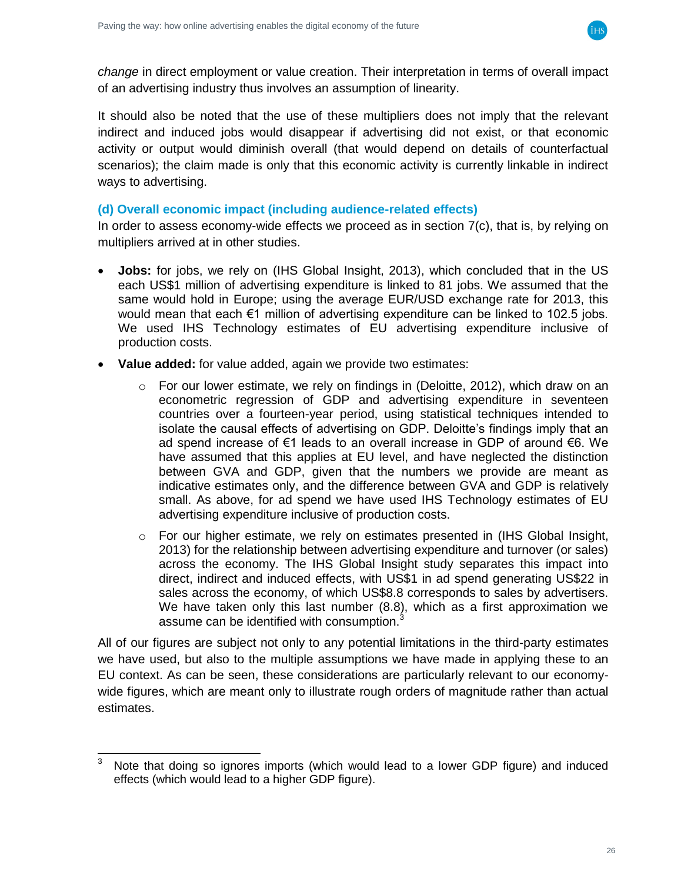*change* in direct employment or value creation. Their interpretation in terms of overall impact of an advertising industry thus involves an assumption of linearity.

It should also be noted that the use of these multipliers does not imply that the relevant indirect and induced jobs would disappear if advertising did not exist, or that economic activity or output would diminish overall (that would depend on details of counterfactual scenarios); the claim made is only that this economic activity is currently linkable in indirect ways to advertising.

### (d) Overall economic impact (including audience-related effects)

In order to assess economy-wide effects we proceed as in section 7(c), that is, by relying on multipliers arrived at in other studies.

- **Jobs:** for jobs, we rely on (IHS Global Insight, 2013), which concluded that in the US each US$1 million of advertising expenditure is linked to 81 jobs. We assumed that the same would hold in Europe; using the average EUR/USD exchange rate for 2013, this would mean that each €1 million of advertising expenditure can be linked to 102.5 jobs. We used IHS Technology estimates of EU advertising expenditure inclusive of production costs.
- **Value added:** for value added, again we provide two estimates:
    - For our lower estimate, we rely on findings in (Deloitte, 2012), which draw on an econometric regression of GDP and advertising expenditure in seventeen countries over a fourteen-year period, using statistical techniques intended to isolate the causal effects of advertising on GDP. Deloitte's findings imply that an ad spend increase of €1 leads to an overall increase in GDP of around €6. We have assumed that this applies at EU level, and have neglected the distinction between GVA and GDP, given that the numbers we provide are meant as indicative estimates only, and the difference between GVA and GDP is relatively small. As above, for ad spend we have used IHS Technology estimates of EU advertising expenditure inclusive of production costs.
    - For our higher estimate, we rely on estimates presented in (IHS Global Insight, 2013) for the relationship between advertising expenditure and turnover (or sales) across the economy. The IHS Global Insight study separates this impact into direct, indirect and induced effects, with US$1 in ad spend generating US$22 in sales across the economy, of which US$8.8 corresponds to sales by advertisers. We have taken only this last number (8.8), which as a first approximation we assume can be identified with consumption.[3]

All of our figures are subject not only to any potential limitations in the third-party estimates we have used, but also to the multiple assumptions we have made in applying these to an EU context. As can be seen, these considerations are particularly relevant to our economy-wide figures, which are meant only to illustrate rough orders of magnitude rather than actual estimates.

[3] Note that doing so ignores imports (which would lead to a lower GDP figure) and induced effects (which would lead to a higher GDP figure).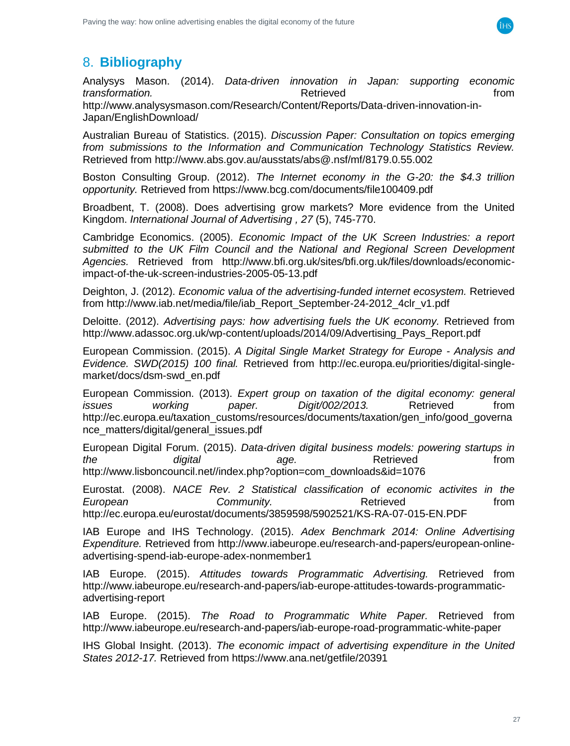# 8. **Bibliography**

Analysys Mason. (2014). *Data-driven innovation in Japan: supporting economic transformation.* Retrieved from http://www.analysysmason.com/Research/Content/Reports/Data-driven-innovation-in-Japan/EnglishDownload/

Australian Bureau of Statistics. (2015). *Discussion Paper: Consultation on topics emerging from submissions to the Information and Communication Technology Statistics Review.* Retrieved from http://www.abs.gov.au/ausstats/abs@.nsf/mf/8179.0.55.002

Boston Consulting Group. (2012). *The Internet economy in the G-20: the $4.3 trillion opportunity.* Retrieved from https://www.bcg.com/documents/file100409.pdf

Broadbent, T. (2008). Does advertising grow markets? More evidence from the United Kingdom. *International Journal of Advertising , 27* (5), 745-770.

Cambridge Economics. (2005). *Economic Impact of the UK Screen Industries: a report submitted to the UK Film Council and the National and Regional Screen Development Agencies.* Retrieved from http://www.bfi.org.uk/sites/bfi.org.uk/files/downloads/economic-impact-of-the-uk-screen-industries-2005-05-13.pdf

Deighton, J. (2012). *Economic valua of the advertising-funded internet ecosystem.* Retrieved from http://www.iab.net/media/file/iab_Report_September-24-2012_4clr_v1.pdf

Deloitte. (2012). *Advertising pays: how advertising fuels the UK economy.* Retrieved from http://www.adassoc.org.uk/wp-content/uploads/2014/09/Advertising_Pays_Report.pdf

European Commission. (2015). *A Digital Single Market Strategy for Europe - Analysis and Evidence. SWD(2015) 100 final.* Retrieved from http://ec.europa.eu/priorities/digital-single-market/docs/dsm-swd_en.pdf

European Commission. (2013). *Expert group on taxation of the digital economy: general issues working paper. Digit/002/2013.* Retrieved from http://ec.europa.eu/taxation_customs/resources/documents/taxation/gen_info/good_governance_matters/digital/general_issues.pdf

European Digital Forum. (2015). *Data-driven digital business models: powering startups in the digital age.* Retrieved from http://www.lisboncouncil.net//index.php?option=com_downloads&id=1076

Eurostat. (2008). *NACE Rev. 2 Statistical classification of economic activites in the European Community.* Retrieved from http://ec.europa.eu/eurostat/documents/3859598/5902521/KS-RA-07-015-EN.PDF

IAB Europe and IHS Technology. (2015). *Adex Benchmark 2014: Online Advertising Expenditure.* Retrieved from http://www.iabeurope.eu/research-and-papers/european-online-advertising-spend-iab-europe-adex-nonmember1

IAB Europe. (2015). *Attitudes towards Programmatic Advertising.* Retrieved from http://www.iabeurope.eu/research-and-papers/iab-europe-attitudes-towards-programmatic-advertising-report

IAB Europe. (2015). *The Road to Programmatic White Paper.* Retrieved from http://www.iabeurope.eu/research-and-papers/iab-europe-road-programmatic-white-paper

IHS Global Insight. (2013). *The economic impact of advertising expenditure in the United States 2012-17.* Retrieved from https://www.ana.net/getfile/20391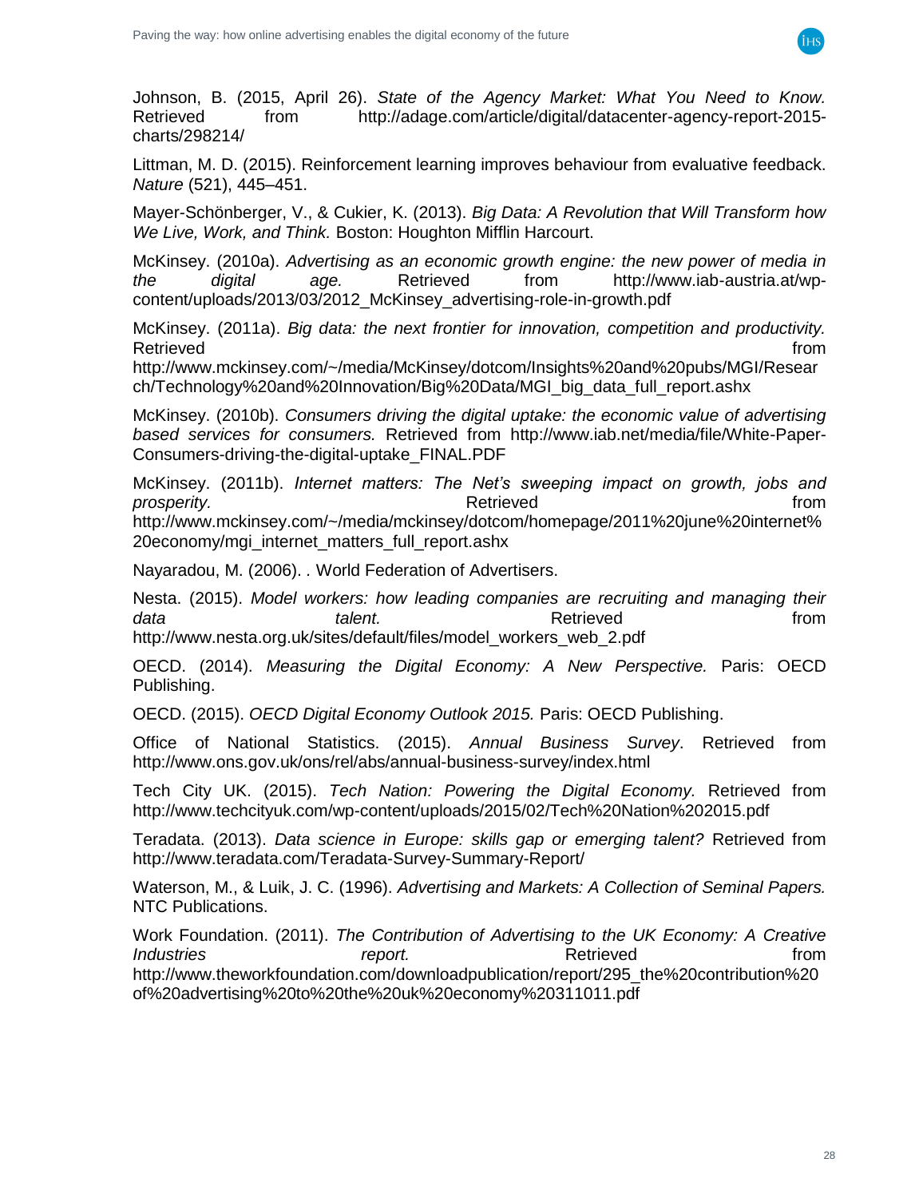Johnson, B. (2015, April 26). *State of the Agency Market: What You Need to Know.* Retrieved from http://adage.com/article/digital/datacenter-agency-report-2015-charts/298214/

Littman, M. D. (2015). Reinforcement learning improves behaviour from evaluative feedback. *Nature* (521), 445–451.

Mayer-Schönberger, V., & Cukier, K. (2013). *Big Data: A Revolution that Will Transform how We Live, Work, and Think.* Boston: Houghton Mifflin Harcourt.

McKinsey. (2010a). *Advertising as an economic growth engine: the new power of media in the digital age.* Retrieved from http://www.iab-austria.at/wp-content/uploads/2013/03/2012_McKinsey_advertising-role-in-growth.pdf

McKinsey. (2011a). *Big data: the next frontier for innovation, competition and productivity.* Retrieved from http://www.mckinsey.com/~/media/McKinsey/dotcom/Insights%20and%20pubs/MGI/Research/Technology%20and%20Innovation/Big%20Data/MGI_big_data_full_report.ashx

McKinsey. (2010b). *Consumers driving the digital uptake: the economic value of advertising based services for consumers.* Retrieved from http://www.iab.net/media/file/White-Paper-Consumers-driving-the-digital-uptake_FINAL.PDF

McKinsey. (2011b). *Internet matters: The Net's sweeping impact on growth, jobs and prosperity.* Retrieved from http://www.mckinsey.com/~/media/mckinsey/dotcom/homepage/2011%20june%20internet%20economy/mgi_internet_matters_full_report.ashx

Nayaradou, M. (2006). . World Federation of Advertisers.

Nesta. (2015). *Model workers: how leading companies are recruiting and managing their data talent.* Retrieved from http://www.nesta.org.uk/sites/default/files/model_workers_web_2.pdf

OECD. (2014). *Measuring the Digital Economy: A New Perspective.* Paris: OECD Publishing.

OECD. (2015). *OECD Digital Economy Outlook 2015.* Paris: OECD Publishing.

Office of National Statistics. (2015). *Annual Business Survey*. Retrieved from http://www.ons.gov.uk/ons/rel/abs/annual-business-survey/index.html

Tech City UK. (2015). *Tech Nation: Powering the Digital Economy.* Retrieved from http://www.techcityuk.com/wp-content/uploads/2015/02/Tech%20Nation%202015.pdf

Teradata. (2013). *Data science in Europe: skills gap or emerging talent?* Retrieved from http://www.teradata.com/Teradata-Survey-Summary-Report/

Waterson, M., & Luik, J. C. (1996). *Advertising and Markets: A Collection of Seminal Papers.* NTC Publications.

Work Foundation. (2011). *The Contribution of Advertising to the UK Economy: A Creative Industries report.* Retrieved from http://www.theworkfoundation.com/downloadpublication/report/295_the%20contribution%20of%20advertising%20to%20the%20uk%20economy%20311011.pdf